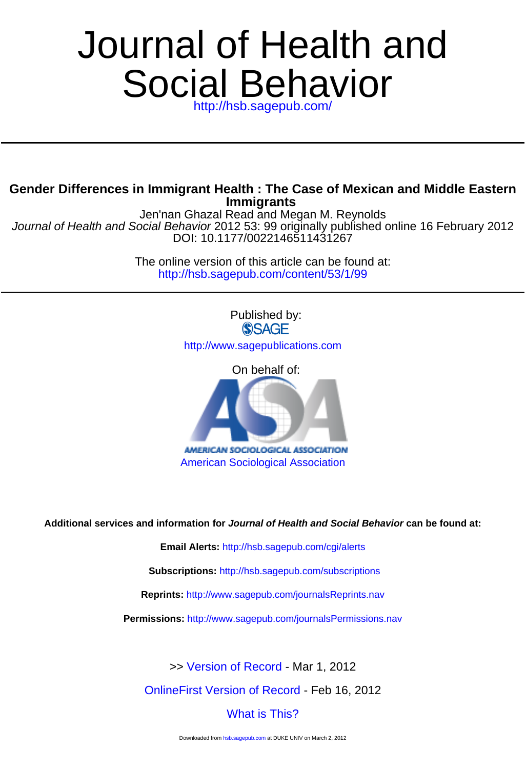# Journal of Health and Social Behavior

http://hsb.sagepub.com/

## Gender Differences in Immigrant Health : The Case of Mexican and Middle Eastern Immigrants

Jen'nan Ghazal Read and Megan M. Reynolds

*Journal of Health and Social Behavior* 2012 53: 99 originally published online 16 February 2012

DOI: 10.1177/0022146511431267

The online version of this article can be found at:

http://hsb.sagepub.com/content/53/1/99

Published by:

SAGE

http://www.sagepublications.com

On behalf of:

AMERICAN SOCIOLOGICAL ASSOCIATION

American Sociological Association

**Additional services and information for *Journal of Health and Social Behavior* can be found at:**

**Email Alerts:** http://hsb.sagepub.com/cgi/alerts

**Subscriptions:** http://hsb.sagepub.com/subscriptions

**Reprints:** http://www.sagepub.com/journalsReprints.nav

**Permissions:** http://www.sagepub.com/journalsPermissions.nav

>> Version of Record - Mar 1, 2012

OnlineFirst Version of Record - Feb 16, 2012

What is This?

Downloaded from hsb.sagepub.com at DUKE UNIV on March 2, 2012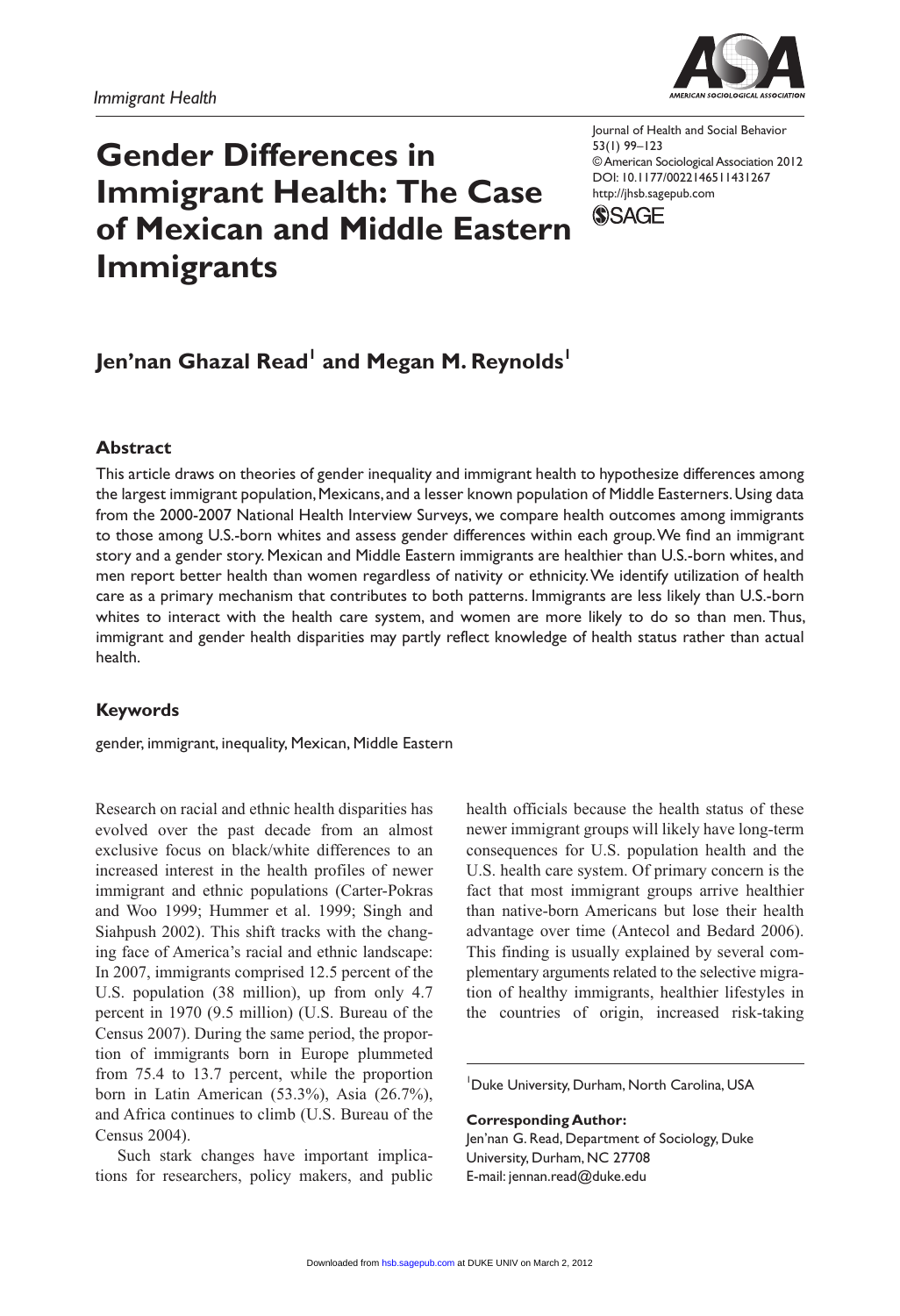# Gender Differences in Immigrant Health: The Case of Mexican and Middle Eastern Immigrants

**Jen'nan Ghazal Read[1] and Megan M. Reynolds[1]**

## Abstract

This article draws on theories of gender inequality and immigrant health to hypothesize differences among the largest immigrant population, Mexicans, and a lesser known population of Middle Easterners. Using data from the 2000-2007 National Health Interview Surveys, we compare health outcomes among immigrants to those among U.S.-born whites and assess gender differences within each group. We find an immigrant story and a gender story. Mexican and Middle Eastern immigrants are healthier than U.S.-born whites, and men report better health than women regardless of nativity or ethnicity. We identify utilization of health care as a primary mechanism that contributes to both patterns. Immigrants are less likely than U.S.-born whites to interact with the health care system, and women are more likely to do so than men. Thus, immigrant and gender health disparities may partly reflect knowledge of health status rather than actual health.

## Keywords

gender, immigrant, inequality, Mexican, Middle Eastern

Research on racial and ethnic health disparities has evolved over the past decade from an almost exclusive focus on black/white differences to an increased interest in the health profiles of newer immigrant and ethnic populations (Carter-Pokras and Woo 1999; Hummer et al. 1999; Singh and Siahpush 2002). This shift tracks with the changing face of America's racial and ethnic landscape: In 2007, immigrants comprised 12.5 percent of the U.S. population (38 million), up from only 4.7 percent in 1970 (9.5 million) (U.S. Bureau of the Census 2007). During the same period, the proportion of immigrants born in Europe plummeted from 75.4 to 13.7 percent, while the proportion born in Latin American (53.3%), Asia (26.7%), and Africa continues to climb (U.S. Bureau of the Census 2004).

Such stark changes have important implications for researchers, policy makers, and public health officials because the health status of these newer immigrant groups will likely have long-term consequences for U.S. population health and the U.S. health care system. Of primary concern is the fact that most immigrant groups arrive healthier than native-born Americans but lose their health advantage over time (Antecol and Bedard 2006). This finding is usually explained by several complementary arguments related to the selective migration of healthy immigrants, healthier lifestyles in the countries of origin, increased risk-taking

[1]Duke University, Durham, North Carolina, USA

**Corresponding Author:**
Jen'nan G. Read, Department of Sociology, Duke University, Durham, NC 27708
E-mail: jennan.read@duke.edu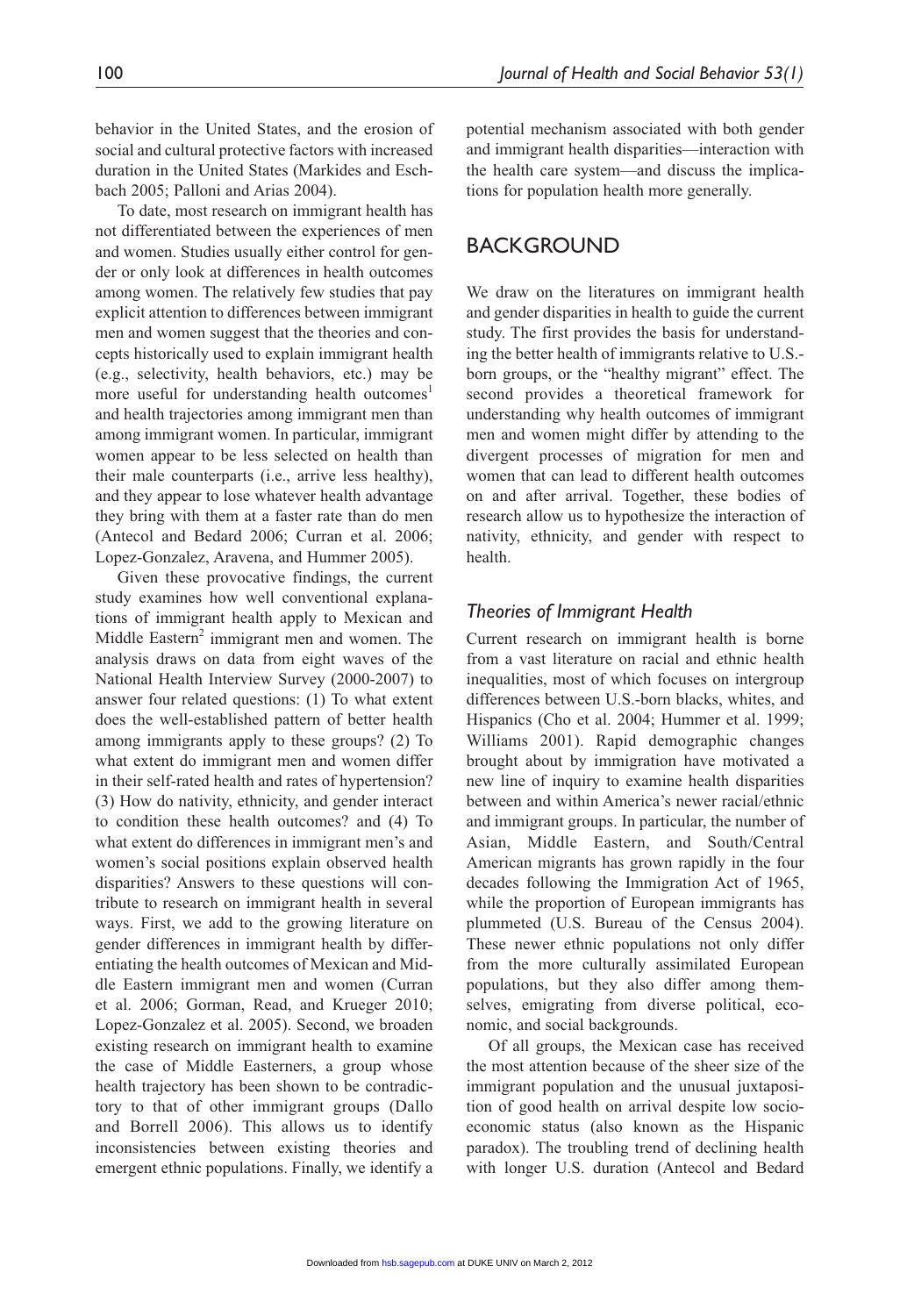behavior in the United States, and the erosion of social and cultural protective factors with increased duration in the United States (Markides and Eschbach 2005; Palloni and Arias 2004).

To date, most research on immigrant health has not differentiated between the experiences of men and women. Studies usually either control for gender or only look at differences in health outcomes among women. The relatively few studies that pay explicit attention to differences between immigrant men and women suggest that the theories and concepts historically used to explain immigrant health (e.g., selectivity, health behaviors, etc.) may be more useful for understanding health outcomes[1] and health trajectories among immigrant men than among immigrant women. In particular, immigrant women appear to be less selected on health than their male counterparts (i.e., arrive less healthy), and they appear to lose whatever health advantage they bring with them at a faster rate than do men (Antecol and Bedard 2006; Curran et al. 2006; Lopez-Gonzalez, Aravena, and Hummer 2005).

Given these provocative findings, the current study examines how well conventional explanations of immigrant health apply to Mexican and Middle Eastern[2] immigrant men and women. The analysis draws on data from eight waves of the National Health Interview Survey (2000-2007) to answer four related questions: (1) To what extent does the well-established pattern of better health among immigrants apply to these groups? (2) To what extent do immigrant men and women differ in their self-rated health and rates of hypertension? (3) How do nativity, ethnicity, and gender interact to condition these health outcomes? and (4) To what extent do differences in immigrant men's and women's social positions explain observed health disparities? Answers to these questions will contribute to research on immigrant health in several ways. First, we add to the growing literature on gender differences in immigrant health by differentiating the health outcomes of Mexican and Middle Eastern immigrant men and women (Curran et al. 2006; Gorman, Read, and Krueger 2010; Lopez-Gonzalez et al. 2005). Second, we broaden existing research on immigrant health to examine the case of Middle Easterners, a group whose health trajectory has been shown to be contradictory to that of other immigrant groups (Dallo and Borrell 2006). This allows us to identify inconsistencies between existing theories and emergent ethnic populations. Finally, we identify a potential mechanism associated with both gender and immigrant health disparities—interaction with the health care system—and discuss the implications for population health more generally.

## BACKGROUND

We draw on the literatures on immigrant health and gender disparities in health to guide the current study. The first provides the basis for understanding the better health of immigrants relative to U.S.-born groups, or the "healthy migrant" effect. The second provides a theoretical framework for understanding why health outcomes of immigrant men and women might differ by attending to the divergent processes of migration for men and women that can lead to different health outcomes on and after arrival. Together, these bodies of research allow us to hypothesize the interaction of nativity, ethnicity, and gender with respect to health.

### *Theories of Immigrant Health*

Current research on immigrant health is borne from a vast literature on racial and ethnic health inequalities, most of which focuses on intergroup differences between U.S.-born blacks, whites, and Hispanics (Cho et al. 2004; Hummer et al. 1999; Williams 2001). Rapid demographic changes brought about by immigration have motivated a new line of inquiry to examine health disparities between and within America's newer racial/ethnic and immigrant groups. In particular, the number of Asian, Middle Eastern, and South/Central American migrants has grown rapidly in the four decades following the Immigration Act of 1965, while the proportion of European immigrants has plummeted (U.S. Bureau of the Census 2004). These newer ethnic populations not only differ from the more culturally assimilated European populations, but they also differ among themselves, emigrating from diverse political, economic, and social backgrounds.

Of all groups, the Mexican case has received the most attention because of the sheer size of the immigrant population and the unusual juxtaposition of good health on arrival despite low socioeconomic status (also known as the Hispanic paradox). The troubling trend of declining health with longer U.S. duration (Antecol and Bedard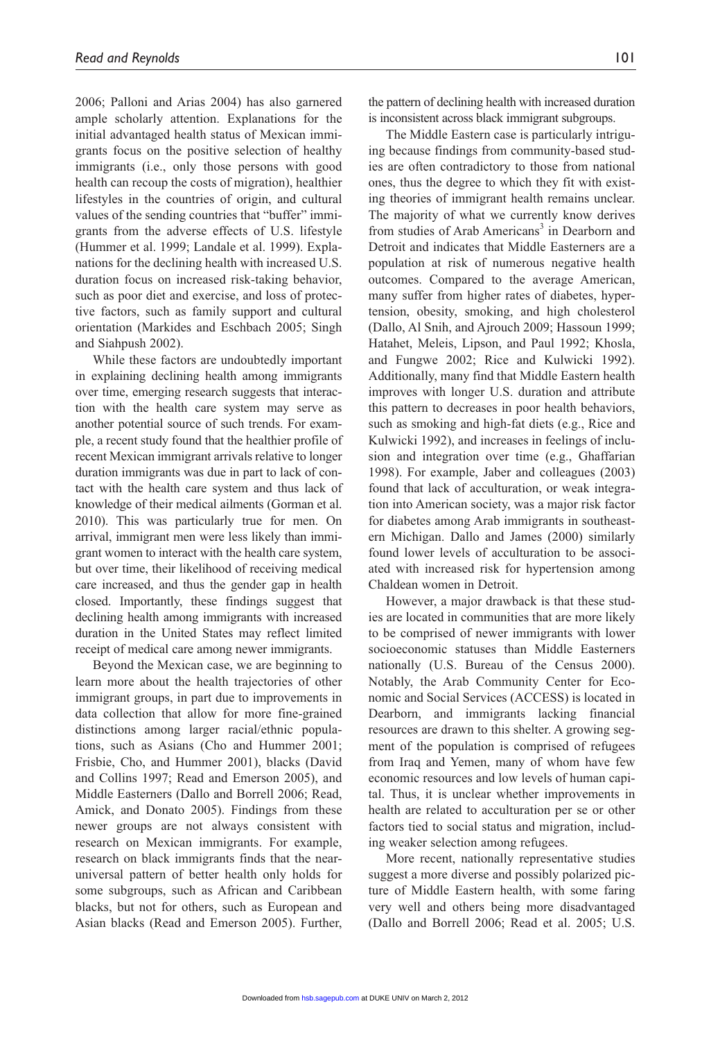2006; Palloni and Arias 2004) has also garnered ample scholarly attention. Explanations for the initial advantaged health status of Mexican immigrants focus on the positive selection of healthy immigrants (i.e., only those persons with good health can recoup the costs of migration), healthier lifestyles in the countries of origin, and cultural values of the sending countries that "buffer" immigrants from the adverse effects of U.S. lifestyle (Hummer et al. 1999; Landale et al. 1999). Explanations for the declining health with increased U.S. duration focus on increased risk-taking behavior, such as poor diet and exercise, and loss of protective factors, such as family support and cultural orientation (Markides and Eschbach 2005; Singh and Siahpush 2002).

While these factors are undoubtedly important in explaining declining health among immigrants over time, emerging research suggests that interaction with the health care system may serve as another potential source of such trends. For example, a recent study found that the healthier profile of recent Mexican immigrant arrivals relative to longer duration immigrants was due in part to lack of contact with the health care system and thus lack of knowledge of their medical ailments (Gorman et al. 2010). This was particularly true for men. On arrival, immigrant men were less likely than immigrant women to interact with the health care system, but over time, their likelihood of receiving medical care increased, and thus the gender gap in health closed. Importantly, these findings suggest that declining health among immigrants with increased duration in the United States may reflect limited receipt of medical care among newer immigrants.

Beyond the Mexican case, we are beginning to learn more about the health trajectories of other immigrant groups, in part due to improvements in data collection that allow for more fine-grained distinctions among larger racial/ethnic populations, such as Asians (Cho and Hummer 2001; Frisbie, Cho, and Hummer 2001), blacks (David and Collins 1997; Read and Emerson 2005), and Middle Easterners (Dallo and Borrell 2006; Read, Amick, and Donato 2005). Findings from these newer groups are not always consistent with research on Mexican immigrants. For example, research on black immigrants finds that the near-universal pattern of better health only holds for some subgroups, such as African and Caribbean blacks, but not for others, such as European and Asian blacks (Read and Emerson 2005). Further, the pattern of declining health with increased duration is inconsistent across black immigrant subgroups.

The Middle Eastern case is particularly intriguing because findings from community-based studies are often contradictory to those from national ones, thus the degree to which they fit with existing theories of immigrant health remains unclear. The majority of what we currently know derives from studies of Arab Americans[3] in Dearborn and Detroit and indicates that Middle Easterners are a population at risk of numerous negative health outcomes. Compared to the average American, many suffer from higher rates of diabetes, hypertension, obesity, smoking, and high cholesterol (Dallo, Al Snih, and Ajrouch 2009; Hassoun 1999; Hatahet, Meleis, Lipson, and Paul 1992; Khosla, and Fungwe 2002; Rice and Kulwicki 1992). Additionally, many find that Middle Eastern health improves with longer U.S. duration and attribute this pattern to decreases in poor health behaviors, such as smoking and high-fat diets (e.g., Rice and Kulwicki 1992), and increases in feelings of inclusion and integration over time (e.g., Ghaffarian 1998). For example, Jaber and colleagues (2003) found that lack of acculturation, or weak integration into American society, was a major risk factor for diabetes among Arab immigrants in southeastern Michigan. Dallo and James (2000) similarly found lower levels of acculturation to be associated with increased risk for hypertension among Chaldean women in Detroit.

However, a major drawback is that these studies are located in communities that are more likely to be comprised of newer immigrants with lower socioeconomic statuses than Middle Easterners nationally (U.S. Bureau of the Census 2000). Notably, the Arab Community Center for Economic and Social Services (ACCESS) is located in Dearborn, and immigrants lacking financial resources are drawn to this shelter. A growing segment of the population is comprised of refugees from Iraq and Yemen, many of whom have few economic resources and low levels of human capital. Thus, it is unclear whether improvements in health are related to acculturation per se or other factors tied to social status and migration, including weaker selection among refugees.

More recent, nationally representative studies suggest a more diverse and possibly polarized picture of Middle Eastern health, with some faring very well and others being more disadvantaged (Dallo and Borrell 2006; Read et al. 2005; U.S.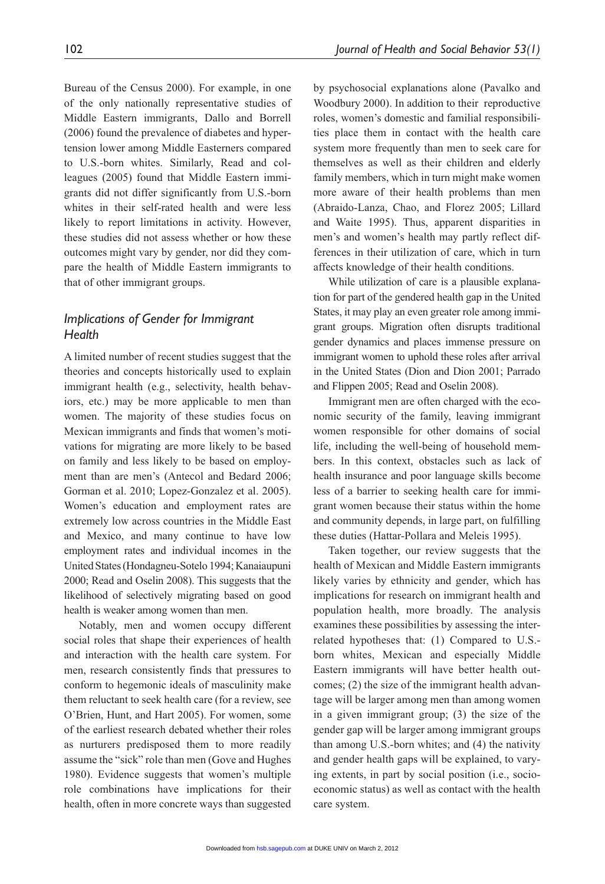Bureau of the Census 2000). For example, in one of the only nationally representative studies of Middle Eastern immigrants, Dallo and Borrell (2006) found the prevalence of diabetes and hypertension lower among Middle Easterners compared to U.S.-born whites. Similarly, Read and colleagues (2005) found that Middle Eastern immigrants did not differ significantly from U.S.-born whites in their self-rated health and were less likely to report limitations in activity. However, these studies did not assess whether or how these outcomes might vary by gender, nor did they compare the health of Middle Eastern immigrants to that of other immigrant groups.

## *Implications of Gender for Immigrant Health*

A limited number of recent studies suggest that the theories and concepts historically used to explain immigrant health (e.g., selectivity, health behaviors, etc.) may be more applicable to men than women. The majority of these studies focus on Mexican immigrants and finds that women's motivations for migrating are more likely to be based on family and less likely to be based on employment than are men's (Antecol and Bedard 2006; Gorman et al. 2010; Lopez-Gonzalez et al. 2005). Women's education and employment rates are extremely low across countries in the Middle East and Mexico, and many continue to have low employment rates and individual incomes in the United States (Hondagneu-Sotelo 1994; Kanaiaupuni 2000; Read and Oselin 2008). This suggests that the likelihood of selectively migrating based on good health is weaker among women than men.

Notably, men and women occupy different social roles that shape their experiences of health and interaction with the health care system. For men, research consistently finds that pressures to conform to hegemonic ideals of masculinity make them reluctant to seek health care (for a review, see O'Brien, Hunt, and Hart 2005). For women, some of the earliest research debated whether their roles as nurturers predisposed them to more readily assume the "sick" role than men (Gove and Hughes 1980). Evidence suggests that women's multiple role combinations have implications for their health, often in more concrete ways than suggested by psychosocial explanations alone (Pavalko and Woodbury 2000). In addition to their reproductive roles, women's domestic and familial responsibilities place them in contact with the health care system more frequently than men to seek care for themselves as well as their children and elderly family members, which in turn might make women more aware of their health problems than men (Abraido-Lanza, Chao, and Florez 2005; Lillard and Waite 1995). Thus, apparent disparities in men's and women's health may partly reflect differences in their utilization of care, which in turn affects knowledge of their health conditions.

While utilization of care is a plausible explanation for part of the gendered health gap in the United States, it may play an even greater role among immigrant groups. Migration often disrupts traditional gender dynamics and places immense pressure on immigrant women to uphold these roles after arrival in the United States (Dion and Dion 2001; Parrado and Flippen 2005; Read and Oselin 2008).

Immigrant men are often charged with the economic security of the family, leaving immigrant women responsible for other domains of social life, including the well-being of household members. In this context, obstacles such as lack of health insurance and poor language skills become less of a barrier to seeking health care for immigrant women because their status within the home and community depends, in large part, on fulfilling these duties (Hattar-Pollara and Meleis 1995).

Taken together, our review suggests that the health of Mexican and Middle Eastern immigrants likely varies by ethnicity and gender, which has implications for research on immigrant health and population health, more broadly. The analysis examines these possibilities by assessing the interrelated hypotheses that: (1) Compared to U.S.-born whites, Mexican and especially Middle Eastern immigrants will have better health outcomes; (2) the size of the immigrant health advantage will be larger among men than among women in a given immigrant group; (3) the size of the gender gap will be larger among immigrant groups than among U.S.-born whites; and (4) the nativity and gender health gaps will be explained, to varying extents, in part by social position (i.e., socioeconomic status) as well as contact with the health care system.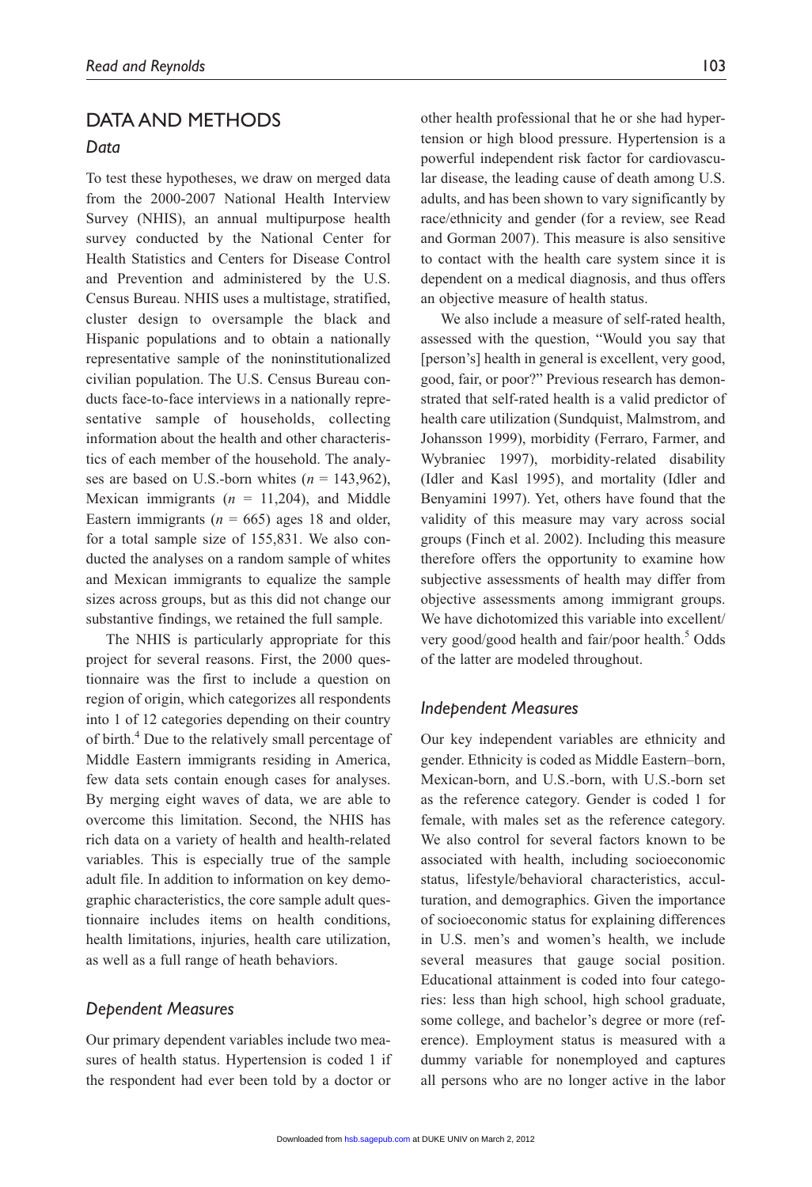## DATA AND METHODS

### *Data*

To test these hypotheses, we draw on merged data from the 2000-2007 National Health Interview Survey (NHIS), an annual multipurpose health survey conducted by the National Center for Health Statistics and Centers for Disease Control and Prevention and administered by the U.S. Census Bureau. NHIS uses a multistage, stratified, cluster design to oversample the black and Hispanic populations and to obtain a nationally representative sample of the noninstitutionalized civilian population. The U.S. Census Bureau conducts face-to-face interviews in a nationally representative sample of households, collecting information about the health and other characteristics of each member of the household. The analyses are based on U.S.-born whites ($n$ = 143,962), Mexican immigrants ($n$ = 11,204), and Middle Eastern immigrants ($n$ = 665) ages 18 and older, for a total sample size of 155,831. We also conducted the analyses on a random sample of whites and Mexican immigrants to equalize the sample sizes across groups, but as this did not change our substantive findings, we retained the full sample.

The NHIS is particularly appropriate for this project for several reasons. First, the 2000 questionnaire was the first to include a question on region of origin, which categorizes all respondents into 1 of 12 categories depending on their country of birth.[4] Due to the relatively small percentage of Middle Eastern immigrants residing in America, few data sets contain enough cases for analyses. By merging eight waves of data, we are able to overcome this limitation. Second, the NHIS has rich data on a variety of health and health-related variables. This is especially true of the sample adult file. In addition to information on key demographic characteristics, the core sample adult questionnaire includes items on health conditions, health limitations, injuries, health care utilization, as well as a full range of heath behaviors.

### *Dependent Measures*

Our primary dependent variables include two measures of health status. Hypertension is coded 1 if the respondent had ever been told by a doctor or other health professional that he or she had hypertension or high blood pressure. Hypertension is a powerful independent risk factor for cardiovascular disease, the leading cause of death among U.S. adults, and has been shown to vary significantly by race/ethnicity and gender (for a review, see Read and Gorman 2007). This measure is also sensitive to contact with the health care system since it is dependent on a medical diagnosis, and thus offers an objective measure of health status.

We also include a measure of self-rated health, assessed with the question, "Would you say that [person's] health in general is excellent, very good, good, fair, or poor?" Previous research has demonstrated that self-rated health is a valid predictor of health care utilization (Sundquist, Malmstrom, and Johansson 1999), morbidity (Ferraro, Farmer, and Wybraniec 1997), morbidity-related disability (Idler and Kasl 1995), and mortality (Idler and Benyamini 1997). Yet, others have found that the validity of this measure may vary across social groups (Finch et al. 2002). Including this measure therefore offers the opportunity to examine how subjective assessments of health may differ from objective assessments among immigrant groups. We have dichotomized this variable into excellent/very good/good health and fair/poor health.[5] Odds of the latter are modeled throughout.

### *Independent Measures*

Our key independent variables are ethnicity and gender. Ethnicity is coded as Middle Eastern–born, Mexican-born, and U.S.-born, with U.S.-born set as the reference category. Gender is coded 1 for female, with males set as the reference category. We also control for several factors known to be associated with health, including socioeconomic status, lifestyle/behavioral characteristics, acculturation, and demographics. Given the importance of socioeconomic status for explaining differences in U.S. men's and women's health, we include several measures that gauge social position. Educational attainment is coded into four categories: less than high school, high school graduate, some college, and bachelor's degree or more (reference). Employment status is measured with a dummy variable for nonemployed and captures all persons who are no longer active in the labor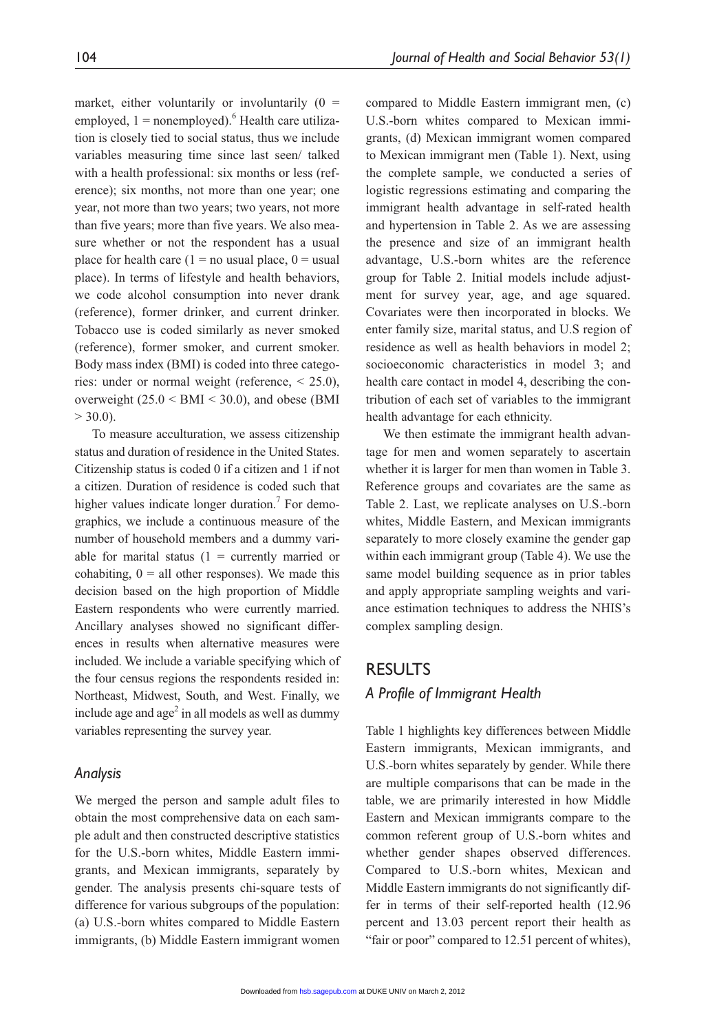market, either voluntarily or involuntarily (0 = employed, 1 = nonemployed).[6] Health care utilization is closely tied to social status, thus we include variables measuring time since last seen/ talked with a health professional: six months or less (reference); six months, not more than one year; one year, not more than two years; two years, not more than five years; more than five years. We also measure whether or not the respondent has a usual place for health care (1 = no usual place, 0 = usual place). In terms of lifestyle and health behaviors, we code alcohol consumption into never drank (reference), former drinker, and current drinker. Tobacco use is coded similarly as never smoked (reference), former smoker, and current smoker. Body mass index (BMI) is coded into three categories: under or normal weight (reference, < 25.0), overweight (25.0 < BMI < 30.0), and obese (BMI > 30.0).

To measure acculturation, we assess citizenship status and duration of residence in the United States. Citizenship status is coded 0 if a citizen and 1 if not a citizen. Duration of residence is coded such that higher values indicate longer duration.[7] For demographics, we include a continuous measure of the number of household members and a dummy variable for marital status (1 = currently married or cohabiting, 0 = all other responses). We made this decision based on the high proportion of Middle Eastern respondents who were currently married. Ancillary analyses showed no significant differences in results when alternative measures were included. We include a variable specifying which of the four census regions the respondents resided in: Northeast, Midwest, South, and West. Finally, we include age and age$^2$ in all models as well as dummy variables representing the survey year.

### Analysis

We merged the person and sample adult files to obtain the most comprehensive data on each sample adult and then constructed descriptive statistics for the U.S.-born whites, Middle Eastern immigrants, and Mexican immigrants, separately by gender. The analysis presents chi-square tests of difference for various subgroups of the population: (a) U.S.-born whites compared to Middle Eastern immigrants, (b) Middle Eastern immigrant women compared to Middle Eastern immigrant men, (c) U.S.-born whites compared to Mexican immigrants, (d) Mexican immigrant women compared to Mexican immigrant men (Table 1). Next, using the complete sample, we conducted a series of logistic regressions estimating and comparing the immigrant health advantage in self-rated health and hypertension in Table 2. As we are assessing the presence and size of an immigrant health advantage, U.S.-born whites are the reference group for Table 2. Initial models include adjustment for survey year, age, and age squared. Covariates were then incorporated in blocks. We enter family size, marital status, and U.S region of residence as well as health behaviors in model 2; socioeconomic characteristics in model 3; and health care contact in model 4, describing the contribution of each set of variables to the immigrant health advantage for each ethnicity.

We then estimate the immigrant health advantage for men and women separately to ascertain whether it is larger for men than women in Table 3. Reference groups and covariates are the same as Table 2. Last, we replicate analyses on U.S.-born whites, Middle Eastern, and Mexican immigrants separately to more closely examine the gender gap within each immigrant group (Table 4). We use the same model building sequence as in prior tables and apply appropriate sampling weights and variance estimation techniques to address the NHIS's complex sampling design.

## RESULTS

### A Profile of Immigrant Health

Table 1 highlights key differences between Middle Eastern immigrants, Mexican immigrants, and U.S.-born whites separately by gender. While there are multiple comparisons that can be made in the table, we are primarily interested in how Middle Eastern and Mexican immigrants compare to the common referent group of U.S.-born whites and whether gender shapes observed differences. Compared to U.S.-born whites, Mexican and Middle Eastern immigrants do not significantly differ in terms of their self-reported health (12.96 percent and 13.03 percent report their health as "fair or poor" compared to 12.51 percent of whites),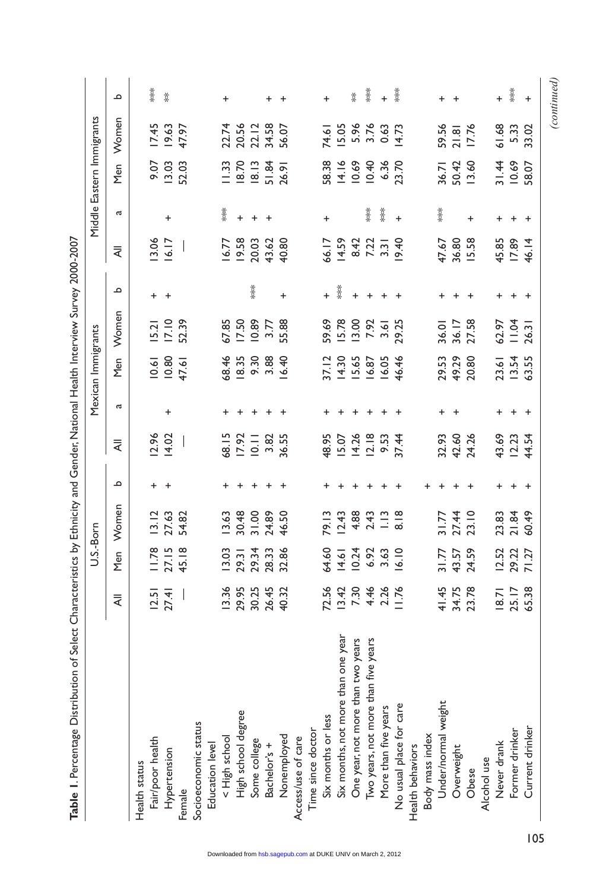**Table 1.** Percentage Distribution of Select Characteristics by Ethnicity and Gender, National Health Interview Survey 2000-2007

| | U.S.-Born | | | | Mexican Immigrants | | | | | Middle Eastern Immigrants | | | | |
|---|---|---|---|---|---|---|---|---|---|---|---|---|---|---|
| | All | Men | Women | b | All | a | Men | Women | b | All | a | Men | Women | b |
| Health status | | | | | | | | | | | | | | |
| Fair/poor health | 12.51 | 11.78 | 13.12 | + | 12.96 | | 10.61 | 15.21 | + | 13.06 | | 9.07 | 17.45 | *** |
| Hypertension | 27.41 | 27.15 | 27.63 | + | 14.02 | + | 10.80 | 17.10 | + | 16.17 | + | 13.03 | 19.63 | ** |
| Female | — | 45.18 | 54.82 | | — | | 47.61 | 52.39 | | — | | 52.03 | 47.97 | |
| Socioeconomic status | | | | | | | | | | | | | | |
| Education level | | | | | | | | | | | | | | |
| < High school | 13.36 | 13.03 | 13.63 | + | 68.15 | + | 68.46 | 67.85 | | 16.77 | *** | 11.33 | 22.74 | + |
| High school degree | 29.95 | 29.31 | 30.48 | + | 17.92 | + | 18.35 | 17.50 | | 19.58 | + | 18.70 | 20.56 | |
| Some college | 30.25 | 29.34 | 31.00 | + | 10.11 | + | 9.30 | 10.89 | *** | 20.03 | + | 18.13 | 22.12 | |
| Bachelor's + | 26.45 | 28.33 | 24.89 | + | 3.82 | + | 3.88 | 3.77 | | 43.62 | + | 51.84 | 34.58 | + |
| Nonemployed | 40.32 | 32.86 | 46.50 | + | 36.55 | + | 16.40 | 55.88 | + | 40.80 | | 26.91 | 56.07 | + |
| Access/use of care | | | | | | | | | | | | | | |
| Time since doctor | | | | | | | | | | | | | | |
| Six months or less | 72.56 | 64.60 | 79.13 | + | 48.95 | + | 37.12 | 59.69 | + | 66.17 | + | 58.38 | 74.61 | + |
| Six months, not more than one year | 13.42 | 14.61 | 12.43 | + | 15.07 | + | 14.30 | 15.78 | *** | 14.59 | | 14.16 | 15.05 | |
| One year, not more than two years | 7.30 | 10.24 | 4.88 | + | 14.26 | + | 15.65 | 13.00 | + | 8.42 | | 10.69 | 5.96 | ** |
| Two years, not more than five years | 4.46 | 6.92 | 2.43 | + | 12.18 | + | 16.87 | 7.92 | + | 7.22 | *** | 10.40 | 3.76 | *** |
| More than five years | 2.26 | 3.63 | 1.13 | + | 9.53 | + | 16.05 | 3.61 | + | 3.31 | *** | 6.36 | 0.63 | + |
| No usual place for care | 11.76 | 16.10 | 8.18 | + | 37.44 | + | 46.46 | 29.25 | + | 19.40 | + | 23.70 | 14.73 | *** |
| Health behaviors | | | | | | | | | | | | | | |
| Body mass index | | | | + | | | | | | | | | | |
| Under/normal weight | 41.45 | 31.77 | 31.77 | + | 32.93 | + | 29.53 | 36.01 | + | 47.67 | *** | 36.71 | 59.56 | + |
| Overweight | 34.75 | 43.57 | 27.44 | + | 42.60 | + | 49.29 | 36.17 | + | 36.80 | | 50.42 | 21.81 | + |
| Obese | 23.78 | 24.59 | 23.10 | + | 24.26 | | 20.80 | 27.58 | + | 15.58 | + | 13.60 | 17.76 | |
| Alcohol use | | | | | | | | | | | | | | |
| Never drank | 18.71 | 12.52 | 23.83 | + | 43.69 | + | 23.61 | 62.97 | + | 45.85 | + | 31.44 | 61.68 | + |
| Former drinker | 25.17 | 29.22 | 21.84 | + | 12.23 | + | 13.54 | 11.04 | + | 17.89 | + | 10.69 | 5.33 | *** |
| Current drinker | 65.38 | 71.27 | 60.49 | + | 44.54 | + | 63.55 | 26.31 | + | 46.14 | + | 58.07 | 33.02 | + |

*(continued)*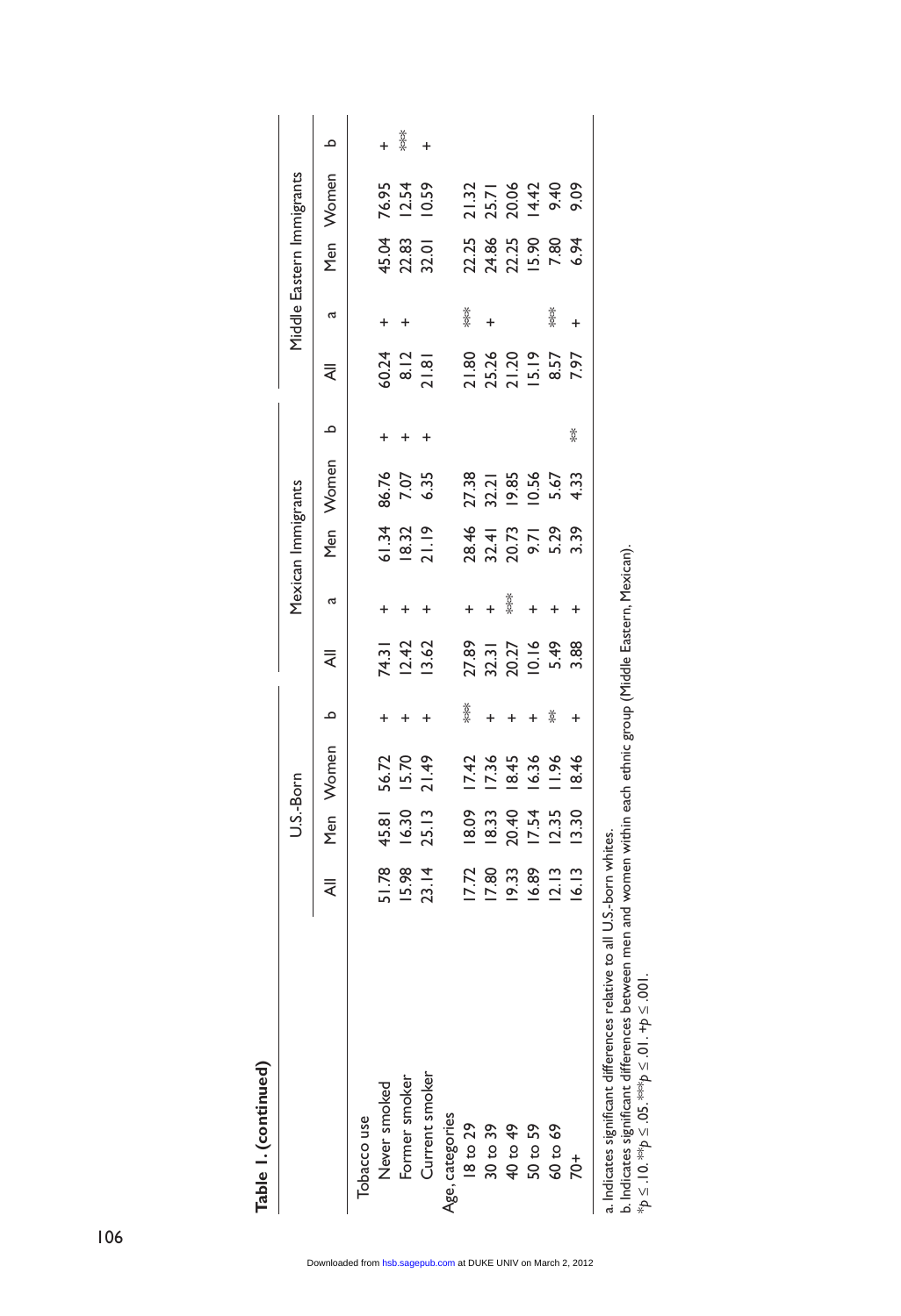**Table 1. (continued)**

| | U.S.-Born | | | | Mexican Immigrants | | | | | Middle Eastern Immigrants | | | | |
|---|---|---|---|---|---|---|---|---|---|---|---|---|---|---|
| | All | Men | Women | b | All | a | Men | Women | b | All | a | Men | Women | b |
| Tobacco use | | | | | | | | | | | | | | |
| Never smoked | 51.78 | 45.81 | 56.72 | + | 74.31 | + | 61.34 | 86.76 | + | 60.24 | + | 45.04 | 76.95 | + |
| Former smoker | 15.98 | 16.30 | 15.70 | + | 12.42 | + | 18.32 | 7.07 | + | 8.12 | + | 22.83 | 12.54 | *** |
| Current smoker | 23.14 | 25.13 | 21.49 | + | 13.62 | + | 21.19 | 6.35 | + | 21.81 | | 32.01 | 10.59 | + |
| Age, categories | | | | | | | | | | | | | | |
| 18 to 29 | 17.72 | 18.09 | 17.42 | *** | 27.89 | + | 28.46 | 27.38 | | 21.80 | *** | 22.25 | 21.32 | |
| 30 to 39 | 17.80 | 18.33 | 17.36 | + | 32.31 | + | 32.41 | 32.21 | | 25.26 | + | 24.86 | 25.71 | |
| 40 to 49 | 19.33 | 20.40 | 18.45 | + | 20.27 | *** | 20.73 | 19.85 | | 21.20 | | 22.25 | 20.06 | |
| 50 to 59 | 16.89 | 17.54 | 16.36 | + | 10.16 | + | 9.71 | 10.56 | | 15.19 | | 15.90 | 14.42 | |
| 60 to 69 | 12.13 | 12.35 | 11.96 | ** | 5.49 | + | 5.29 | 5.67 | | 8.57 | *** | 7.80 | 9.40 | |
| 70+ | 16.13 | 13.30 | 18.46 | + | 3.88 | + | 3.39 | 4.33 | ** | 7.97 | + | 6.94 | 9.09 | |

a. Indicates significant differences relative to all U.S.-born whites.
b. Indicates significant differences between men and women within each ethnic group (Middle Eastern, Mexican).
$*p \leq .10$. $**p \leq .05$. $***p \leq .01$. $+p \leq .001$.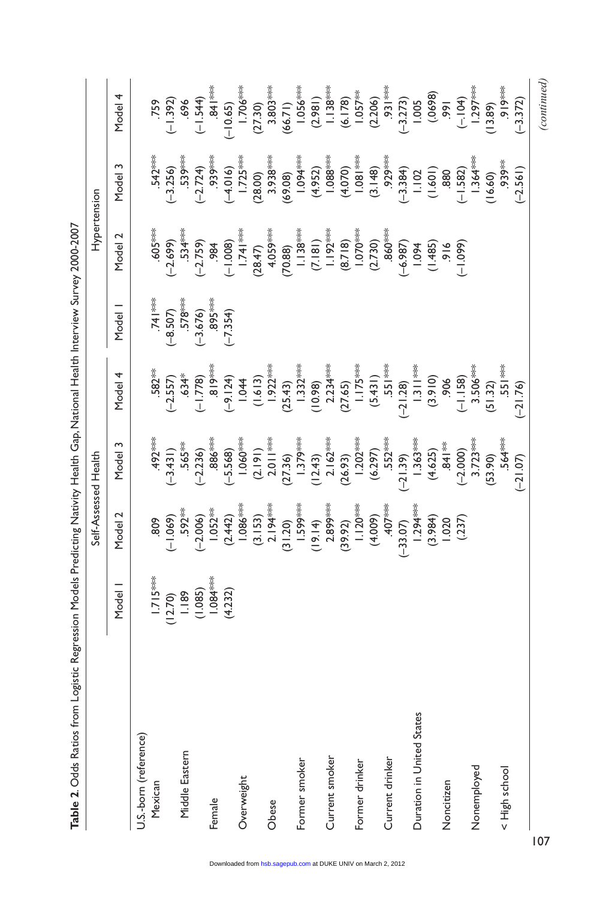**Table 2.** Odds Ratios from Logistic Regression Models Predicting Nativity Health Gap, National Health Interview Survey 2000-2007

| | Self-Assessed Health | | | | Hypertension | | | |
|---|---|---|---|---|---|---|---|---|
| | Model 1 | Model 2 | Model 3 | Model 4 | Model 1 | Model 2 | Model 3 | Model 4 |
| U.S.-born (reference) | | | | | | | | |
| Mexican | 1.715*** | .809 | .492*** | .582** | .741*** | .605*** | .542*** | .759 |
| | (12.70) | (−1.069) | (−3.431) | (−2.557) | (−8.507) | (−2.699) | (−3.256) | (−1.392) |
| Middle Eastern | 1.189 | .592** | .565** | .634* | .578*** | .534*** | .539*** | .696 |
| | (1.085) | (−2.006) | (−2.236) | (−1.778) | (−3.676) | (−2.759) | (−2.724) | (−1.544) |
| Female | 1.084*** | 1.052** | .886*** | .819*** | .895*** | .984 | .939*** | .841*** |
| | (4.232) | (2.442) | (−5.568) | (−9.124) | (−7.354) | (−1.008) | (−4.016) | (−10.65) |
| Overweight | | 1.086*** | 1.060*** | 1.044 | | 1.741*** | 1.725*** | 1.706*** |
| | | (3.153) | (2.191) | (1.613) | | (28.47) | (28.00) | (27.30) |
| Obese | | 2.194*** | 2.011*** | 1.922*** | | 4.059*** | 3.938*** | 3.803*** |
| | | (31.20) | (27.36) | (25.43) | | (70.88) | (69.08) | (66.71) |
| Former smoker | | 1.599*** | 1.379*** | 1.332*** | | 1.138*** | 1.094*** | 1.056*** |
| | | (19.14) | (12.43) | (10.98) | | (7.181) | (4.952) | (2.981) |
| Current smoker | | 2.899*** | 2.162*** | 2.234*** | | 1.192*** | 1.088*** | 1.138*** |
| | | (39.92) | (26.93) | (27.65) | | (8.718) | (4.070) | (6.178) |
| Former drinker | | 1.120*** | 1.202*** | 1.175*** | | 1.070*** | 1.081*** | 1.057** |
| | | (4.009) | (6.297) | (5.431) | | (2.730) | (3.148) | (2.206) |
| Current drinker | | .407*** | .552*** | .551*** | | .860*** | .929*** | .931*** |
| | | (−33.07) | (−21.39) | (−21.28) | | (−6.987) | (−3.384) | (−3.273) |
| Duration in United States | | 1.294*** | 1.363*** | 1.311*** | | 1.094 | 1.102 | 1.005 |
| | | (3.984) | (4.625) | (3.910) | | (1.485) | (1.601) | (.0698) |
| Noncitizen | | 1.020 | .841** | .906 | | .916 | .880 | .991 |
| | | (.237) | (−2.000) | (−1.158) | | (−1.099) | (−1.582) | (−.104) |
| Nonemployed | | | 3.723*** | 3.506*** | | | 1.364*** | 1.297*** |
| | | | (53.90) | (51.32) | | | (16.60) | (13.89) |
| < High school | | | .564*** | .551*** | | | .939** | .919*** |
| | | | (−21.07) | (−21.76) | | | (−2.561) | (−3.372) |

*(continued)*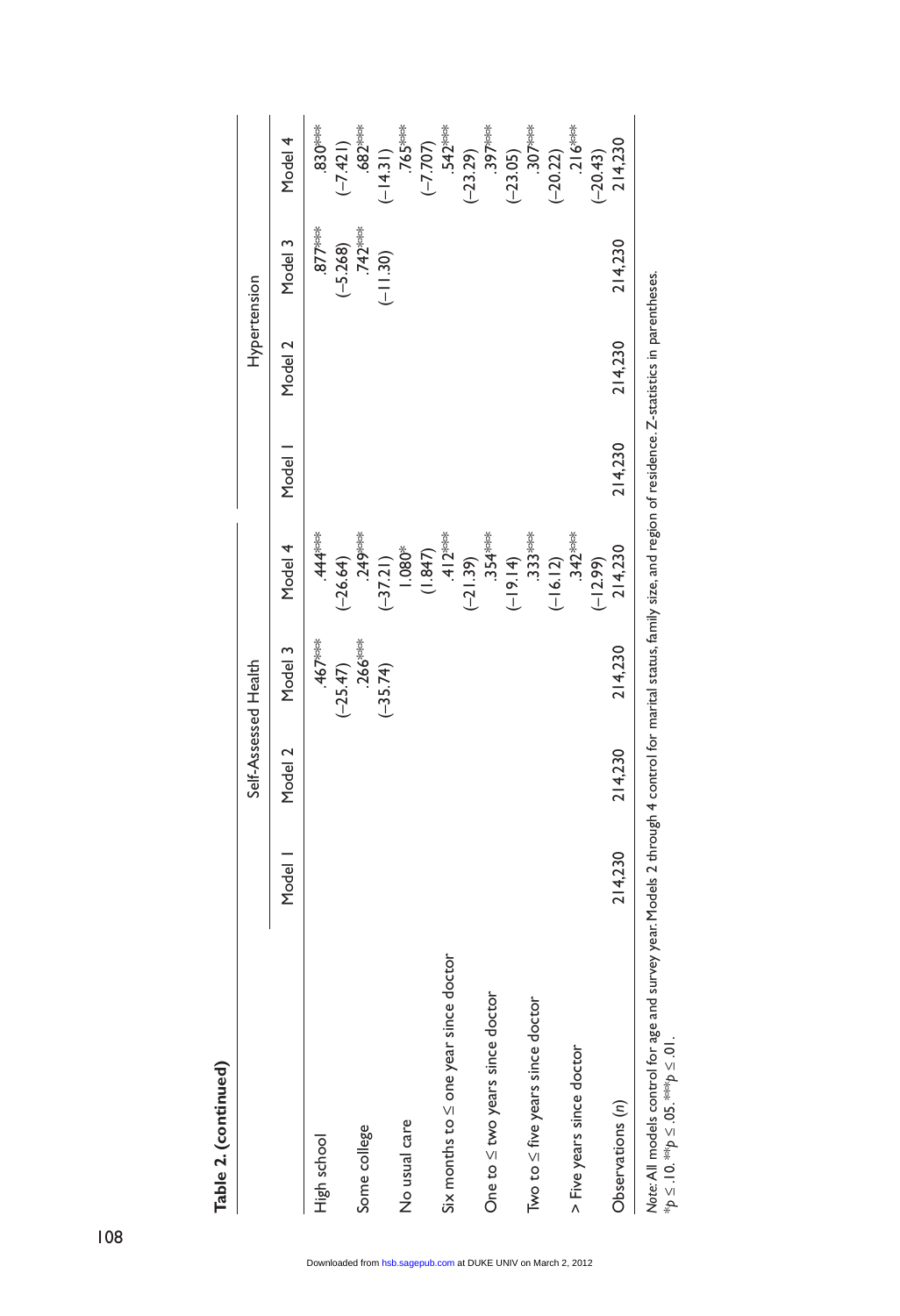**Table 2. (continued)**

| | Self-Assessed Health | | | | Hypertension | | | |
|---|---|---|---|---|---|---|---|---|
| | Model 1 | Model 2 | Model 3 | Model 4 | Model 1 | Model 2 | Model 3 | Model 4 |
| High school | | | .467*** | .444*** | | | .877*** | .830*** |
| | | | (−25.47) | (−26.64) | | | (−5.268) | (−7.421) |
| Some college | | | .266*** | .249*** | | | .742*** | .682*** |
| | | | (−35.74) | (−37.21) | | | (−11.30) | (−14.31) |
| No usual care | | | | 1.080* | | | | .765*** |
| | | | | (1.847) | | | | (−7.707) |
| Six months to ≤ one year since doctor | | | | .412*** | | | | .542*** |
| | | | | (−21.39) | | | | (−23.29) |
| One to ≤ two years since doctor | | | | .354*** | | | | .397*** |
| | | | | (−19.14) | | | | (−23.05) |
| Two to ≤ five years since doctor | | | | .333*** | | | | .307*** |
| | | | | (−16.12) | | | | (−20.22) |
| > Five years since doctor | | | | .342*** | | | | .216*** |
| | | | | (−12.99) | | | | (−20.43) |
| Observations (n) | 214,230 | 214,230 | 214,230 | 214,230 | 214,230 | 214,230 | 214,230 | 214,230 |

*Note:* All models control for age and survey year. Models 2 through 4 control for marital status, family size, and region of residence. Z-statistics in parentheses.
*$p \leq .10$. **$p \leq .05$. ***$p \leq .01$.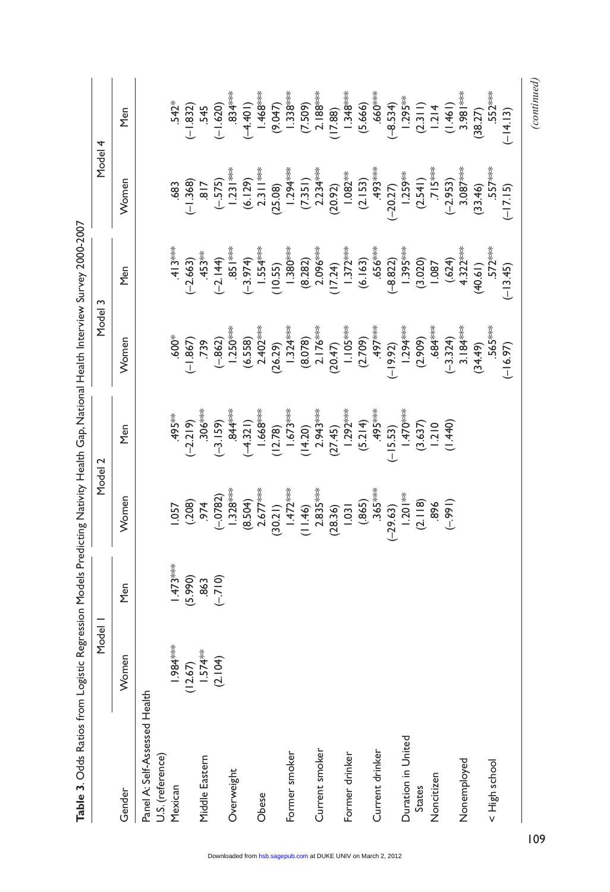**Table 3.** Odds Ratios from Logistic Regression Models Predicting Nativity Health Gap, National Health Interview Survey 2000-2007

| Gender | Model 1 |  | Model 2 |  | Model 3 |  | Model 4 |  |
|---|---|---|---|---|---|---|---|---|
|  | Women | Men | Women | Men | Women | Men | Women | Men |
| Panel A: Self-Assessed Health |  |  |  |  |  |  |  |  |
| U.S. (reference) |  |  |  |  |  |  |  |  |
| Mexican | 1.984*** | 1.473*** | 1.057 | .495** | .600* | .413*** | .683 | .542* |
|  | (12.67) | (5.990) | (.208) | (−2.219) | (−1.867) | (−2.663) | (−1.368) | (−1.832) |
| Middle Eastern | 1.574** | .863 | .974 | .306*** | .739 | .453** | .817 | .545 |
|  | (2.104) | (−.710) | (−.0782) | (−3.159) | (−.862) | (−2.144) | (−.575) | (−1.620) |
| Overweight |  |  | 1.328*** | .844*** | 1.250*** | .851*** | 1.231*** | .834*** |
|  |  |  | (8.504) | (−4.321) | (6.558) | (−3.974) | (6.129) | (−4.401) |
| Obese |  |  | 2.677*** | 1.668*** | 2.402*** | 1.554*** | 2.311*** | 1.468*** |
|  |  |  | (30.21) | (12.78) | (26.29) | (10.55) | (25.08) | (9.047) |
| Former smoker |  |  | 1.472*** | 1.673*** | 1.324*** | 1.380*** | 1.294*** | 1.338*** |
|  |  |  | (11.46) | (14.20) | (8.078) | (8.282) | (7.351) | (7.509) |
| Current smoker |  |  | 2.835*** | 2.943*** | 2.176*** | 2.096*** | 2.234*** | 2.188*** |
|  |  |  | (28.36) | (27.45) | (20.47) | (17.24) | (20.92) | (17.88) |
| Former drinker |  |  | 1.031 | 1.292*** | 1.105*** | 1.372*** | 1.082** | 1.348*** |
|  |  |  | (.865) | (5.214) | (2.709) | (6.163) | (2.153) | (5.666) |
| Current drinker |  |  | .365*** | .495*** | .497*** | .656*** | .493*** | .660*** |
|  |  |  | (−29.63) | (−15.53) | (−19.92) | (−8.822) | (−20.27) | (−8.534) |
| Duration in United States |  |  | 1.201** | 1.470*** | 1.294*** | 1.395*** | 1.259** | 1.295** |
|  |  |  | (2.118) | (3.637) | (2.909) | (3.020) | (2.541) | (2.311) |
| Noncitizen |  |  | .896 | 1.210 | .684*** | 1.087 | .715*** | 1.214 |
|  |  |  | (−.991) | (1.440) | (−3.324) | (.624) | (−2.953) | (1.461) |
| Nonemployed |  |  |  |  | 3.184*** | 4.322*** | 3.087*** | 3.981*** |
|  |  |  |  |  | (34.49) | (40.61) | (33.46) | (38.27) |
| < High school |  |  |  |  | .565*** | .572*** | .557*** | .552*** |
|  |  |  |  |  | (−16.97) | (−13.45) | (−17.15) | (−14.13) |

*(continued)*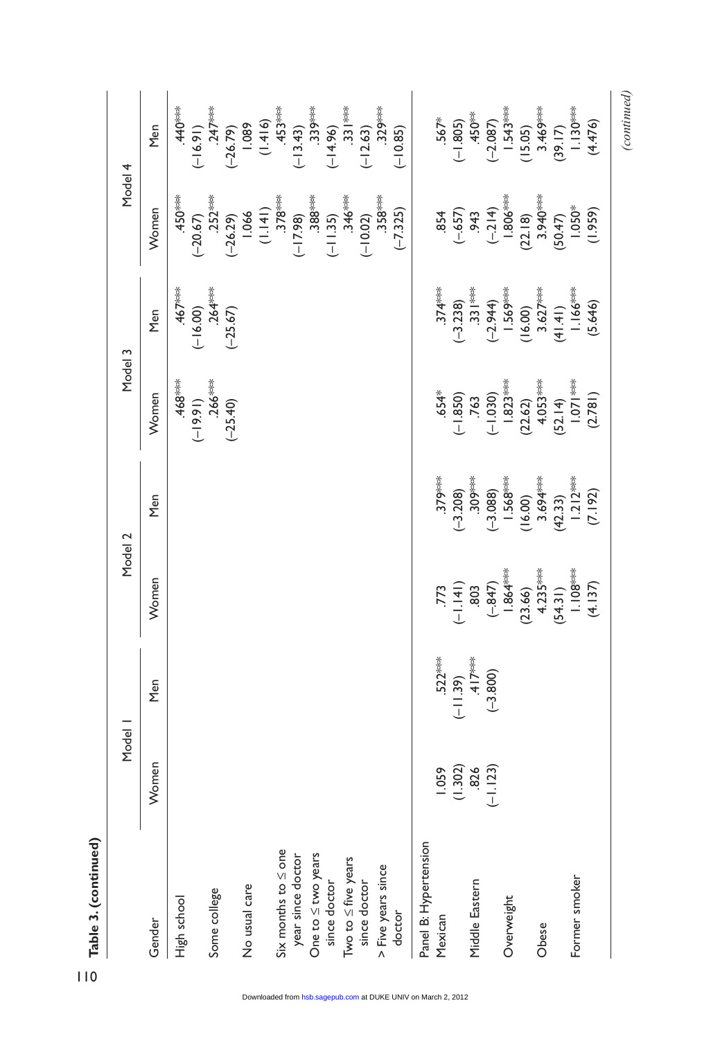**Table 3. (continued)**

| Gender | Model 1 | | Model 2 | | Model 3 | | Model 4 | |
|---|---|---|---|---|---|---|---|---|
| | Women | Men | Women | Men | Women | Men | Women | Men |
| High school | | | | | .468*** | .467*** | .450*** | .440*** |
| | | | | | (−19.91) | (−16.00) | (−20.67) | (−16.91) |
| Some college | | | | | .266*** | .264*** | .252*** | .247*** |
| | | | | | (−25.40) | (−25.67) | (−26.29) | (−26.79) |
| No usual care | | | | | | | 1.066 | 1.089 |
| | | | | | | | (1.141) | (1.416) |
| Six months to ≤ one year since doctor | | | | | | | .378*** | .453*** |
| | | | | | | | (−17.98) | (−13.43) |
| One to ≤ two years since doctor | | | | | | | .388*** | .339*** |
| | | | | | | | (−11.35) | (−14.96) |
| Two to ≤ five years since doctor | | | | | | | .346*** | .331*** |
| | | | | | | | (−10.02) | (−12.63) |
| > Five years since doctor | | | | | | | .358*** | .329*** |
| | | | | | | | (−7.325) | (−10.85) |
| Panel B: Hypertension | | | | | | | | |
| Mexican | 1.059 | .522*** | .773 | .379*** | .654* | .374*** | .854 | .567* |
| | (1.302) | (−11.39) | (−1.141) | (−3.208) | (−1.850) | (−3.238) | (−.657) | (−1.805) |
| Middle Eastern | .826 | .417*** | .803 | .309*** | .763 | .331*** | .943 | .450** |
| | (−1.123) | (−3.800) | (−.847) | (−3.088) | (−1.030) | (−2.944) | (−.214) | (−2.087) |
| Overweight | | | 1.864*** | 1.568*** | 1.823*** | 1.569*** | 1.806*** | 1.543*** |
| | | | (23.66) | (16.00) | (22.62) | (16.00) | (22.18) | (15.05) |
| Obese | | | 4.235*** | 3.694*** | 4.053*** | 3.627*** | 3.940*** | 3.469*** |
| | | | (54.31) | (42.33) | (52.14) | (41.41) | (50.47) | (39.17) |
| Former smoker | | | 1.108*** | 1.212*** | 1.071*** | 1.166*** | 1.050* | 1.130*** |
| | | | (4.137) | (7.192) | (2.781) | (5.646) | (1.959) | (4.476) |

*(continued)*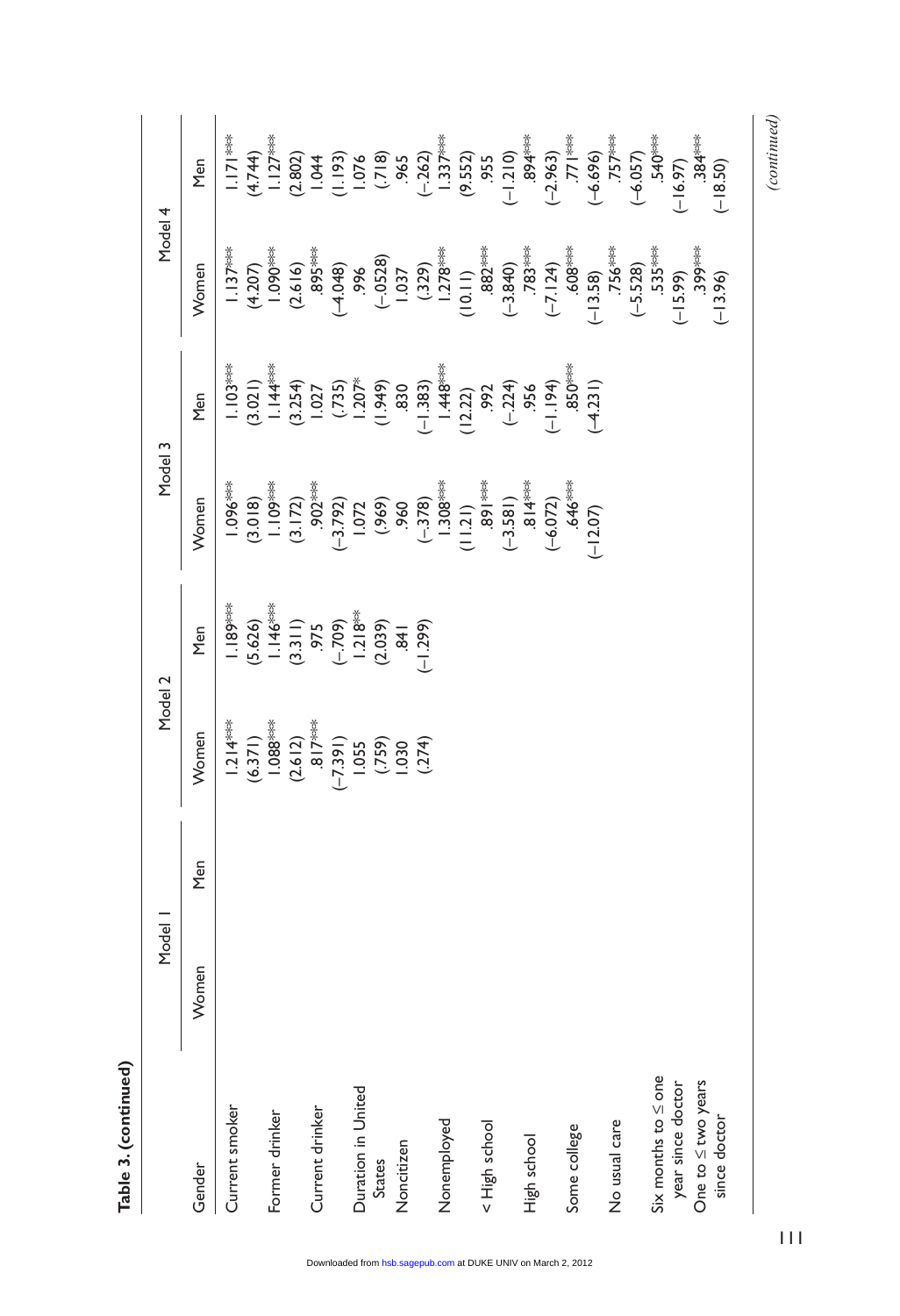**Table 3. (continued)**

| Gender | Model 1 | | Model 2 | | Model 3 | | Model 4 | |
|---|---|---|---|---|---|---|---|---|
| | Women | Men | Women | Men | Women | Men | Women | Men |
| Current smoker | | | 1.214*** | 1.189*** | 1.096*** | 1.103*** | 1.137*** | 1.171*** |
| | | | (6.371) | (5.626) | (3.018) | (3.021) | (4.207) | (4.744) |
| Former drinker | | | 1.088*** | 1.146*** | 1.109*** | 1.144*** | 1.090*** | 1.127*** |
| | | | (2.612) | (3.311) | (3.172) | (3.254) | (2.616) | (2.802) |
| Current drinker | | | .817*** | .975 | .902*** | 1.027 | .895*** | 1.044 |
| | | | (−7.391) | (−.709) | (−3.792) | (.735) | (−4.048) | (1.193) |
| Duration in United States | | | 1.055 | 1.218** | 1.072 | 1.207* | .996 | 1.076 |
| | | | (.759) | (2.039) | (.969) | (1.949) | (−.0528) | (.718) |
| Noncitizen | | | 1.030 | .841 | .960 | .830 | 1.037 | .965 |
| | | | (.274) | (−1.299) | (−.378) | (−1.383) | (.329) | (−.262) |
| Nonemployed | | | | | 1.308*** | 1.448*** | 1.278*** | 1.337*** |
| | | | | | (11.21) | (12.22) | (10.11) | (9.552) |
| < High school | | | | | .891*** | .992 | .882*** | .955 |
| | | | | | (−3.581) | (−.224) | (−3.840) | (−1.210) |
| High school | | | | | .814*** | .956 | .783*** | .894*** |
| | | | | | (−6.072) | (−1.194) | (−7.124) | (−2.963) |
| Some college | | | | | .646*** | .850*** | .608*** | .771*** |
| | | | | | (−12.07) | (−4.231) | (−13.58) | (−6.696) |
| No usual care | | | | | | | .756*** | .757*** |
| | | | | | | | (−5.528) | (−6.057) |
| Six months to ≤ one year since doctor | | | | | | | .535*** | .540*** |
| | | | | | | | (−15.99) | (−16.97) |
| One to ≤ two years since doctor | | | | | | | .399*** | .384*** |
| | | | | | | | (−13.96) | (−18.50) |

*(continued)*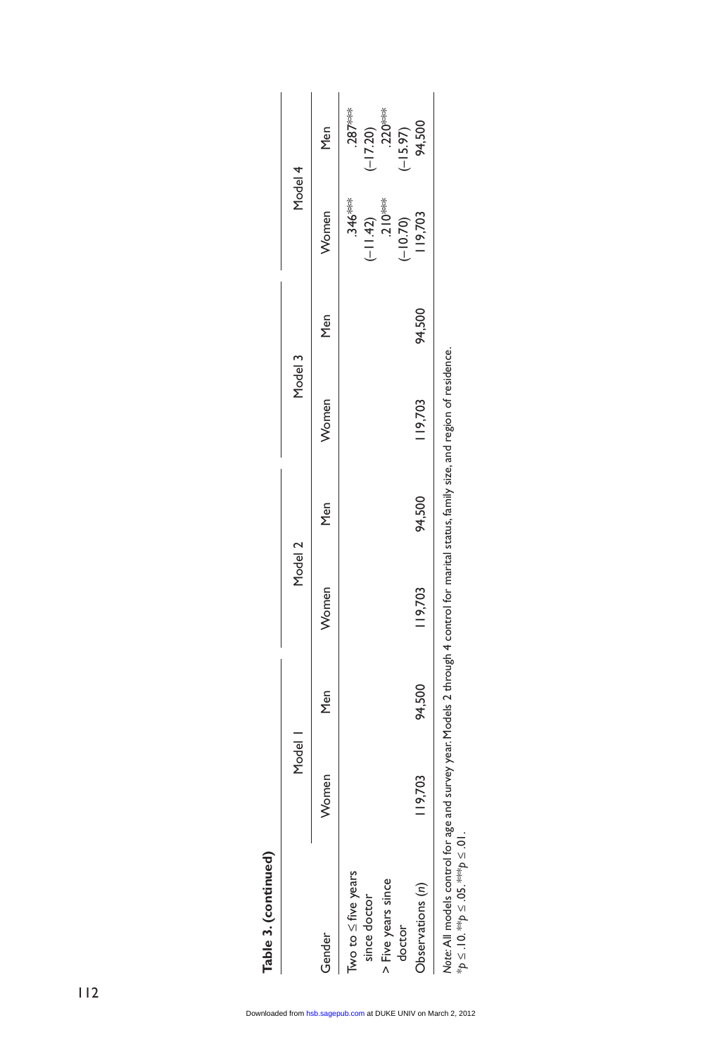**Table 3. (continued)**

| Gender | Model 1 | | Model 2 | | Model 3 | | Model 4 | |
|---|---|---|---|---|---|---|---|---|
| | Women | Men | Women | Men | Women | Men | Women | Men |
| Two to ≤ five years since doctor | | | | | | | .346*** | .287*** |
| | | | | | | | (−11.42) | (−17.20) |
| > Five years since doctor | | | | | | | .210*** | .220*** |
| | | | | | | | (−10.70) | (−15.97) |
| Observations (*n*) | 119,703 | 94,500 | 119,703 | 94,500 | 119,703 | 94,500 | 119,703 | 94,500 |

*Note:* All models control for age and survey year. Models 2 through 4 control for marital status, family size, and region of residence.
*$p \leq .10$. **$p \leq .05$. ***$p \leq .01$.

Downloaded from hsb.sagepub.com at DUKE UNIV on March 2, 2012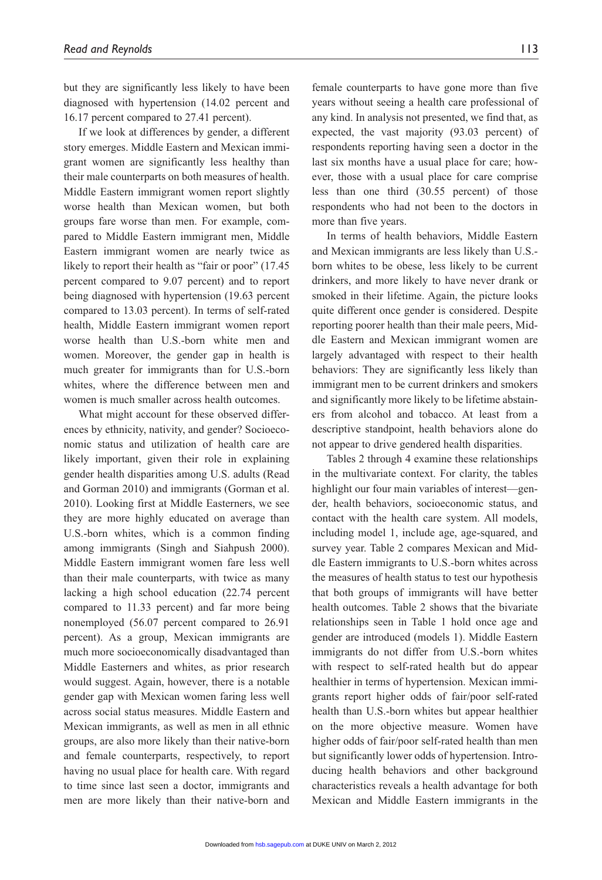but they are significantly less likely to have been diagnosed with hypertension (14.02 percent and 16.17 percent compared to 27.41 percent).

If we look at differences by gender, a different story emerges. Middle Eastern and Mexican immigrant women are significantly less healthy than their male counterparts on both measures of health. Middle Eastern immigrant women report slightly worse health than Mexican women, but both groups fare worse than men. For example, compared to Middle Eastern immigrant men, Middle Eastern immigrant women are nearly twice as likely to report their health as "fair or poor" (17.45 percent compared to 9.07 percent) and to report being diagnosed with hypertension (19.63 percent compared to 13.03 percent). In terms of self-rated health, Middle Eastern immigrant women report worse health than U.S.-born white men and women. Moreover, the gender gap in health is much greater for immigrants than for U.S.-born whites, where the difference between men and women is much smaller across health outcomes.

What might account for these observed differences by ethnicity, nativity, and gender? Socioeconomic status and utilization of health care are likely important, given their role in explaining gender health disparities among U.S. adults (Read and Gorman 2010) and immigrants (Gorman et al. 2010). Looking first at Middle Easterners, we see they are more highly educated on average than U.S.-born whites, which is a common finding among immigrants (Singh and Siahpush 2000). Middle Eastern immigrant women fare less well than their male counterparts, with twice as many lacking a high school education (22.74 percent compared to 11.33 percent) and far more being nonemployed (56.07 percent compared to 26.91 percent). As a group, Mexican immigrants are much more socioeconomically disadvantaged than Middle Easterners and whites, as prior research would suggest. Again, however, there is a notable gender gap with Mexican women faring less well across social status measures. Middle Eastern and Mexican immigrants, as well as men in all ethnic groups, are also more likely than their native-born and female counterparts, respectively, to report having no usual place for health care. With regard to time since last seen a doctor, immigrants and men are more likely than their native-born and female counterparts to have gone more than five years without seeing a health care professional of any kind. In analysis not presented, we find that, as expected, the vast majority (93.03 percent) of respondents reporting having seen a doctor in the last six months have a usual place for care; however, those with a usual place for care comprise less than one third (30.55 percent) of those respondents who had not been to the doctors in more than five years.

In terms of health behaviors, Middle Eastern and Mexican immigrants are less likely than U.S.-born whites to be obese, less likely to be current drinkers, and more likely to have never drank or smoked in their lifetime. Again, the picture looks quite different once gender is considered. Despite reporting poorer health than their male peers, Middle Eastern and Mexican immigrant women are largely advantaged with respect to their health behaviors: They are significantly less likely than immigrant men to be current drinkers and smokers and significantly more likely to be lifetime abstainers from alcohol and tobacco. At least from a descriptive standpoint, health behaviors alone do not appear to drive gendered health disparities.

Tables 2 through 4 examine these relationships in the multivariate context. For clarity, the tables highlight our four main variables of interest—gender, health behaviors, socioeconomic status, and contact with the health care system. All models, including model 1, include age, age-squared, and survey year. Table 2 compares Mexican and Middle Eastern immigrants to U.S.-born whites across the measures of health status to test our hypothesis that both groups of immigrants will have better health outcomes. Table 2 shows that the bivariate relationships seen in Table 1 hold once age and gender are introduced (models 1). Middle Eastern immigrants do not differ from U.S.-born whites with respect to self-rated health but do appear healthier in terms of hypertension. Mexican immigrants report higher odds of fair/poor self-rated health than U.S.-born whites but appear healthier on the more objective measure. Women have higher odds of fair/poor self-rated health than men but significantly lower odds of hypertension. Introducing health behaviors and other background characteristics reveals a health advantage for both Mexican and Middle Eastern immigrants in the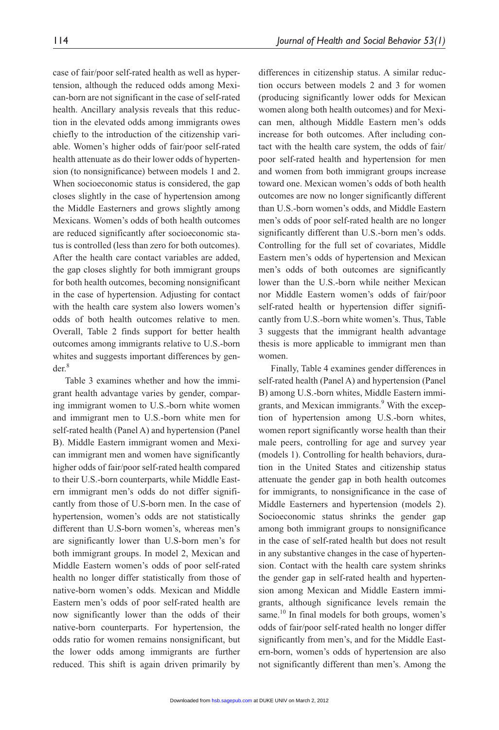case of fair/poor self-rated health as well as hypertension, although the reduced odds among Mexican-born are not significant in the case of self-rated health. Ancillary analysis reveals that this reduction in the elevated odds among immigrants owes chiefly to the introduction of the citizenship variable. Women's higher odds of fair/poor self-rated health attenuate as do their lower odds of hypertension (to nonsignificance) between models 1 and 2. When socioeconomic status is considered, the gap closes slightly in the case of hypertension among the Middle Easterners and grows slightly among Mexicans. Women's odds of both health outcomes are reduced significantly after socioeconomic status is controlled (less than zero for both outcomes). After the health care contact variables are added, the gap closes slightly for both immigrant groups for both health outcomes, becoming nonsignificant in the case of hypertension. Adjusting for contact with the health care system also lowers women's odds of both health outcomes relative to men. Overall, Table 2 finds support for better health outcomes among immigrants relative to U.S.-born whites and suggests important differences by gender.[8]

Table 3 examines whether and how the immigrant health advantage varies by gender, comparing immigrant women to U.S.-born white women and immigrant men to U.S.-born white men for self-rated health (Panel A) and hypertension (Panel B). Middle Eastern immigrant women and Mexican immigrant men and women have significantly higher odds of fair/poor self-rated health compared to their U.S.-born counterparts, while Middle Eastern immigrant men's odds do not differ significantly from those of U.S-born men. In the case of hypertension, women's odds are not statistically different than U.S-born women's, whereas men's are significantly lower than U.S-born men's for both immigrant groups. In model 2, Mexican and Middle Eastern women's odds of poor self-rated health no longer differ statistically from those of native-born women's odds. Mexican and Middle Eastern men's odds of poor self-rated health are now significantly lower than the odds of their native-born counterparts. For hypertension, the odds ratio for women remains nonsignificant, but the lower odds among immigrants are further reduced. This shift is again driven primarily by differences in citizenship status. A similar reduction occurs between models 2 and 3 for women (producing significantly lower odds for Mexican women along both health outcomes) and for Mexican men, although Middle Eastern men's odds increase for both outcomes. After including contact with the health care system, the odds of fair/poor self-rated health and hypertension for men and women from both immigrant groups increase toward one. Mexican women's odds of both health outcomes are now no longer significantly different than U.S.-born women's odds, and Middle Eastern men's odds of poor self-rated health are no longer significantly different than U.S.-born men's odds. Controlling for the full set of covariates, Middle Eastern men's odds of hypertension and Mexican men's odds of both outcomes are significantly lower than the U.S.-born while neither Mexican nor Middle Eastern women's odds of fair/poor self-rated health or hypertension differ significantly from U.S.-born white women's. Thus, Table 3 suggests that the immigrant health advantage thesis is more applicable to immigrant men than women.

Finally, Table 4 examines gender differences in self-rated health (Panel A) and hypertension (Panel B) among U.S.-born whites, Middle Eastern immigrants, and Mexican immigrants.[9] With the exception of hypertension among U.S.-born whites, women report significantly worse health than their male peers, controlling for age and survey year (models 1). Controlling for health behaviors, duration in the United States and citizenship status attenuate the gender gap in both health outcomes for immigrants, to nonsignificance in the case of Middle Easterners and hypertension (models 2). Socioeconomic status shrinks the gender gap among both immigrant groups to nonsignificance in the case of self-rated health but does not result in any substantive changes in the case of hypertension. Contact with the health care system shrinks the gender gap in self-rated health and hypertension among Mexican and Middle Eastern immigrants, although significance levels remain the same.[10] In final models for both groups, women's odds of fair/poor self-rated health no longer differ significantly from men's, and for the Middle Eastern-born, women's odds of hypertension are also not significantly different than men's. Among the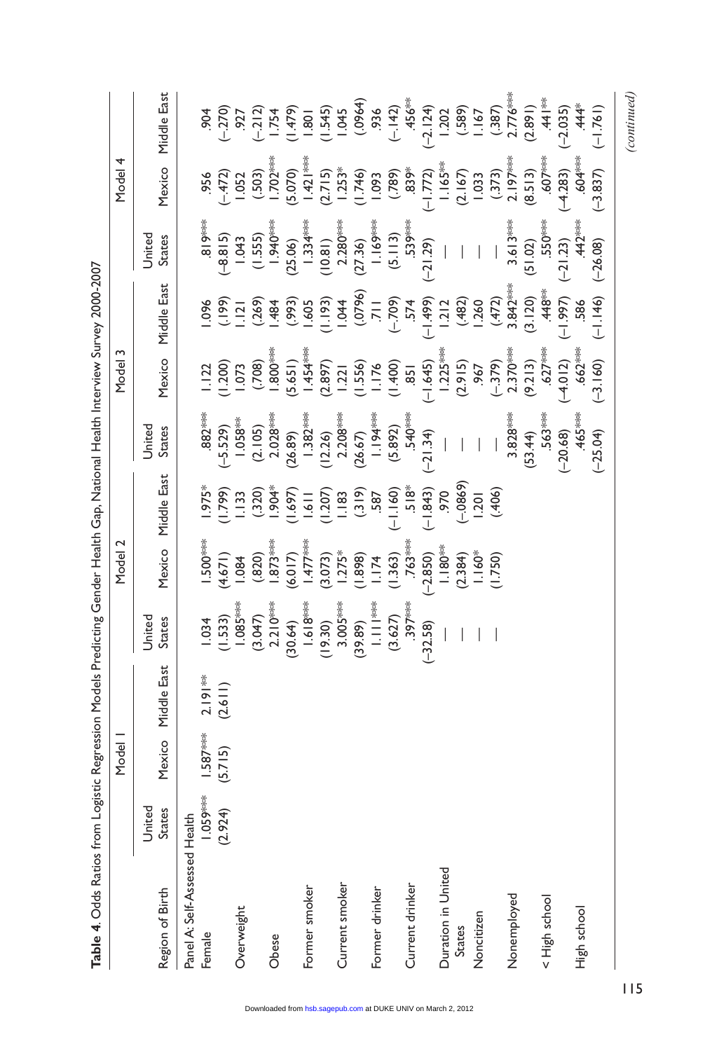**Table 4.** Odds Ratios from Logistic Regression Models Predicting Gender Health Gap, National Health Interview Survey 2000-2007

| Region of Birth | Model 1 | | | Model 2 | | | Model 3 | | | Model 4 | | |
|---|---|---|---|---|---|---|---|---|---|---|---|---|
| | United States | Mexico | Middle East | United States | Mexico | Middle East | United States | Mexico | Middle East | United States | Mexico | Middle East |
| Panel A: Self-Assessed Health | | | | | | | | | | | | |
| Female | 1.059*** | 1.587*** | 2.191** | 1.034 | 1.500*** | 1.975* | .882*** | 1.122 | 1.096 | .819*** | .956 | .904 |
| | (2.924) | (5.715) | (2.611) | (1.533) | (4.671) | (1.799) | (−5.529) | (1.200) | (.199) | (−8.815) | (−.472) | (−.270) |
| Overweight | | | | 1.085*** | 1.084 | 1.133 | 1.058** | 1.073 | 1.121 | 1.043 | 1.052 | .927 |
| | | | | (3.047) | (.820) | (.320) | (2.105) | (.708) | (.269) | (1.555) | (.503) | (−.212) |
| Obese | | | | 2.210*** | 1.873*** | 1.904* | 2.028*** | 1.800*** | 1.484 | 1.940*** | 1.702*** | 1.754 |
| | | | | (30.64) | (6.017) | (1.697) | (26.89) | (5.651) | (.993) | (25.06) | (5.070) | (1.479) |
| Former smoker | | | | 1.618*** | 1.477*** | 1.611 | 1.382*** | 1.454*** | 1.605 | 1.334*** | 1.421*** | 1.801 |
| | | | | (19.30) | (3.073) | (1.207) | (12.26) | (2.897) | (1.193) | (10.81) | (2.715) | (1.545) |
| Current smoker | | | | 3.005*** | 1.275* | 1.183 | 2.208*** | 1.221 | 1.044 | 2.280*** | 1.253* | 1.045 |
| | | | | (39.89) | (1.898) | (.319) | (26.67) | (1.556) | (.0796) | (27.36) | (1.746) | (.0964) |
| Former drinker | | | | 1.111*** | 1.174 | .587 | 1.194*** | 1.176 | .711 | 1.169*** | 1.093 | .936 |
| | | | | (3.627) | (1.363) | (−1.160) | (5.892) | (1.400) | (−.709) | (5.113) | (.789) | (−.142) |
| Current drinker | | | | .397*** | .763*** | .518* | .540*** | .851 | .574 | .539*** | .839* | .456** |
| | | | | (−32.58) | (−2.850) | (−1.843) | (−21.34) | (−1.645) | (−1.499) | (−21.29) | (−1.772) | (−2.124) |
| Duration in United States | | | | — | 1.180** | .970 | — | 1.225*** | 1.212 | — | 1.165** | 1.202 |
| | | | | | (2.384) | (−.0869) | | (2.915) | (.482) | | (2.167) | (.589) |
| Noncitizen | | | | — | 1.160* | 1.201 | — | .967 | 1.260 | — | 1.033 | 1.167 |
| | | | | | (1.750) | (.406) | | (−.379) | (.472) | | (.373) | (.387) |
| Nonemployed | | | | | | | 3.828*** | 2.370*** | 3.842*** | 3.613*** | 2.197*** | 2.776*** |
| | | | | | | | (53.44) | (9.213) | (3.120) | (51.02) | (8.513) | (2.891) |
| < High school | | | | | | | .563*** | .627*** | .448** | .550*** | .607*** | .441** |
| | | | | | | | (−20.68) | (−4.012) | (−1.997) | (−21.23) | (−4.283) | (−2.035) |
| High school | | | | | | | .465*** | .662*** | .586 | .442*** | .604*** | .444* |
| | | | | | | | (−25.04) | (−3.160) | (−1.146) | (−26.08) | (−3.837) | (−1.761) |

*(continued)*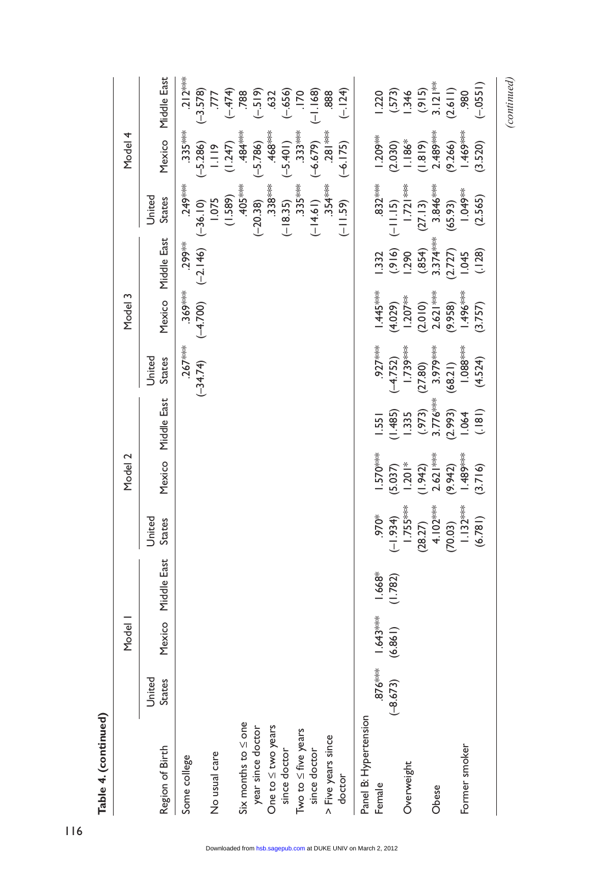**Table 4. (continued)**

| Region of Birth | Model 1 | | | Model 2 | | | Model 3 | | | Model 4 | | |
|---|---|---|---|---|---|---|---|---|---|---|---|---|
| | United States | Mexico | Middle East | United States | Mexico | Middle East | United States | Mexico | Middle East | United States | Mexico | Middle East |
| Some college | | | | | | | .267*** | .369*** | .299** | .249*** | .335*** | .212*** |
| | | | | | | | (−34.74) | (−4.700) | (−2.146) | (−36.10) | (−5.286) | (−3.578) |
| No usual care | | | | | | | | | | 1.075 | 1.119 | .777 |
| | | | | | | | | | | (1.589) | (1.247) | (−.474) |
| Six months to ≤ one year since doctor | | | | | | | | | | .405*** | .484*** | .788 |
| | | | | | | | | | | (−20.38) | (−5.786) | (−.519) |
| One to ≤ two years since doctor | | | | | | | | | | .338*** | .468*** | .632 |
| | | | | | | | | | | (−18.35) | (−5.401) | (−.656) |
| Two to ≤ five years since doctor | | | | | | | | | | .335*** | .333*** | .170 |
| | | | | | | | | | | (−14.61) | (−6.679) | (−1.168) |
| > Five years since doctor | | | | | | | | | | .354*** | .281*** | .888 |
| | | | | | | | | | | (−11.59) | (−6.175) | (−.124) |
| **Panel B: Hypertension** | | | | | | | | | | | | |
| Female | .876*** | 1.643*** | 1.668* | .970* | 1.570*** | 1.551 | .927*** | 1.445*** | 1.332 | .832*** | 1.209** | 1.220 |
| | (−8.673) | (6.861) | (1.782) | (−1.934) | (5.037) | (1.485) | (−4.752) | (4.029) | (.916) | (−11.15) | (2.030) | (.573) |
| Overweight | | | | 1.755*** | 1.201* | 1.335 | 1.739*** | 1.207** | 1.290 | 1.721*** | 1.186* | 1.346 |
| | | | | (28.27) | (1.942) | (.973) | (27.80) | (2.010) | (.854) | (27.13) | (1.819) | (.915) |
| Obese | | | | 4.102*** | 2.621*** | 3.776*** | 3.979*** | 2.621*** | 3.374*** | 3.846*** | 2.489*** | 3.121** |
| | | | | (70.03) | (9.942) | (2.993) | (68.21) | (9.958) | (2.727) | (65.93) | (9.266) | (2.611) |
| Former smoker | | | | 1.132*** | 1.489*** | 1.064 | 1.088*** | 1.496*** | 1.045 | 1.049** | 1.469*** | .980 |
| | | | | (6.781) | (3.716) | (.181) | (4.524) | (3.757) | (.128) | (2.565) | (3.520) | (−.0551) |

*(continued)*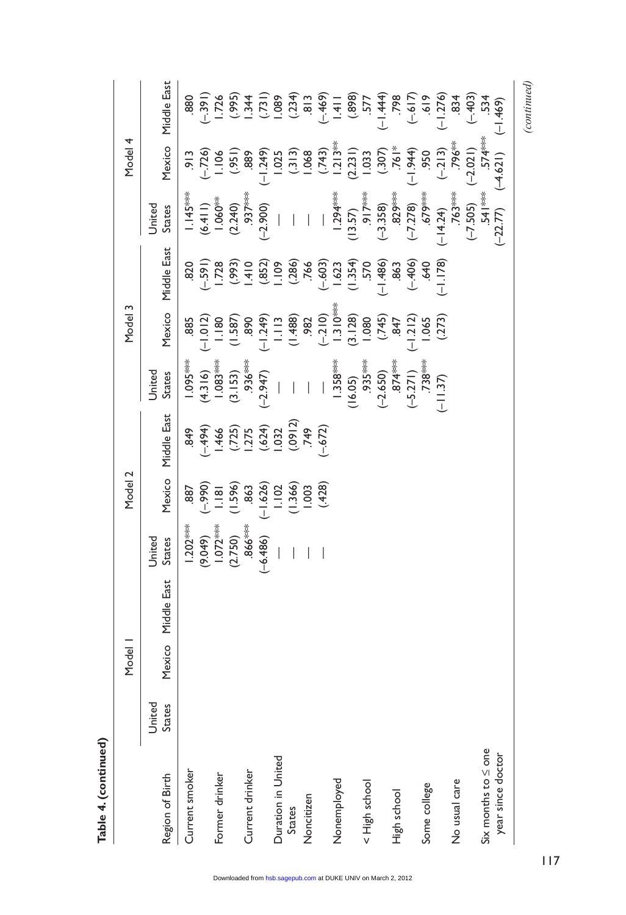**Table 4. (continued)**

| Region of Birth | Model 1 | | | Model 2 | | | Model 3 | | | Model 4 | | |
|---|---|---|---|---|---|---|---|---|---|---|---|---|
| | United States | Mexico | Middle East | United States | Mexico | Middle East | United States | Mexico | Middle East | United States | Mexico | Middle East |
| Current smoker | | | | 1.202*** | .887 | .849 | 1.095*** | .885 | .820 | 1.145*** | .913 | .880 |
| | | | | (9.049) | (−.990) | (−.494) | (4.316) | (−1.012) | (−.591) | (6.411) | (−.726) | (−.391) |
| Former drinker | | | | 1.072*** | 1.181 | 1.466 | 1.083*** | 1.180 | 1.728 | 1.060** | 1.106 | 1.726 |
| | | | | (2.750) | (1.596) | (.725) | (3.153) | (1.587) | (.993) | (2.240) | (.951) | (.995) |
| Current drinker | | | | .866*** | .863 | 1.275 | .936*** | .890 | 1.410 | .937*** | .889 | 1.344 |
| | | | | (−6.486) | (−1.626) | (.624) | (−2.947) | (−1.249) | (.852) | (−2.900) | (−1.249) | (.731) |
| Duration in United States | | | | — | 1.102 | 1.032 | — | 1.113 | 1.109 | — | 1.025 | 1.089 |
| | | | | — | (1.366) | (.0912) | — | (1.488) | (.286) | — | (.313) | (.234) |
| Noncitizen | | | | — | 1.003 | .749 | — | .982 | .766 | — | 1.068 | .813 |
| | | | | — | (.428) | (−.672) | — | (−.210) | (−.603) | — | (.743) | (−.469) |
| Nonemployed | | | | | | | 1.358*** | 1.310*** | 1.623 | 1.294*** | 1.213** | 1.411 |
| | | | | | | | (16.05) | (3.128) | (1.354) | (13.57) | (2.231) | (.898) |
| < High school | | | | | | | .935*** | 1.080 | .570 | .917*** | 1.033 | .577 |
| | | | | | | | (−2.650) | (.745) | (−1.486) | (−3.358) | (.307) | (−1.444) |
| High school | | | | | | | .874*** | .847 | .863 | .829*** | .761* | .798 |
| | | | | | | | (−5.271) | (−1.212) | (−.406) | (−7.278) | (−1.944) | (−.617) |
| Some college | | | | | | | .738*** | 1.065 | .640 | .679*** | .950 | .619 |
| | | | | | | | (−11.37) | (.273) | (−1.178) | (−14.24) | (−.213) | (−1.276) |
| No usual care | | | | | | | | | | .763*** | .796** | .834 |
| | | | | | | | | | | (−7.505) | (−2.021) | (−.403) |
| Six months to ≤ one year since doctor | | | | | | | | | | .541*** | .574*** | .534 |
| | | | | | | | | | | (−22.77) | (−4.621) | (−1.469) |

*(continued)*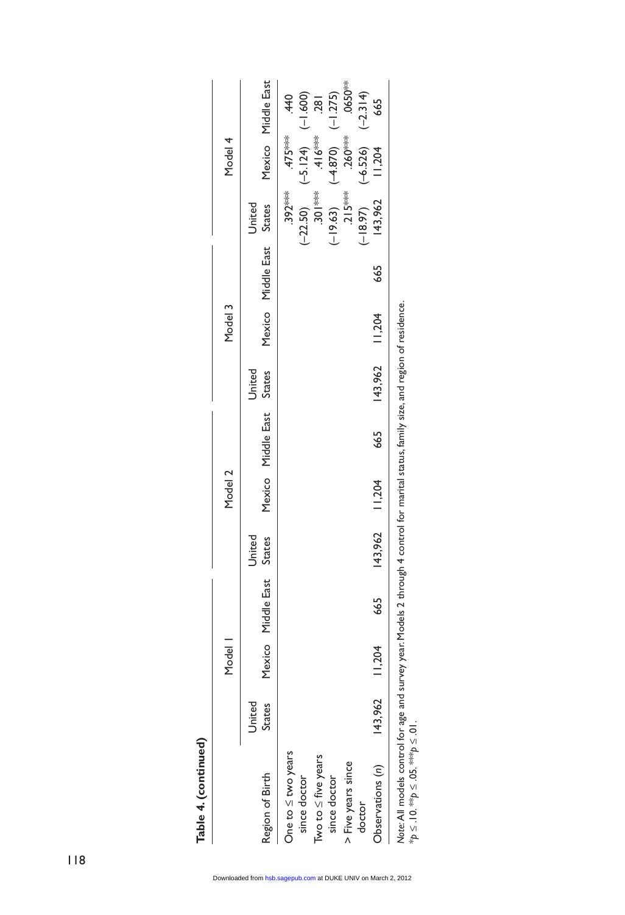**Table 4. (continued)**

| | Model 1 | | | Model 2 | | | Model 3 | | | Model 4 | | |
|---|---|---|---|---|---|---|---|---|---|---|---|---|
| Region of Birth | United States | Mexico | Middle East | United States | Mexico | Middle East | United States | Mexico | Middle East | United States | Mexico | Middle East |
| One to ≤ two years since doctor | | | | | | | | | | .392*** | .475*** | .440 |
| | | | | | | | | | | (−22.50) | (−5.124) | (−1.600) |
| Two to ≤ five years since doctor | | | | | | | | | | .301*** | .416*** | .281 |
| | | | | | | | | | | (−19.63) | (−4.870) | (−1.275) |
| > Five years since doctor | | | | | | | | | | .215*** | .260*** | .0650** |
| | | | | | | | | | | (−18.97) | (−6.526) | (−2.314) |
| Observations (n) | 143,962 | 11,204 | 665 | 143,962 | 11,204 | 665 | 143,962 | 11,204 | 665 | 143,962 | 11,204 | 665 |

*Note*: All models control for age and survey year. Models 2 through 4 control for marital status, family size, and region of residence.
*$p \leq .10$. **$p \leq .05$. ***$p \leq .01$.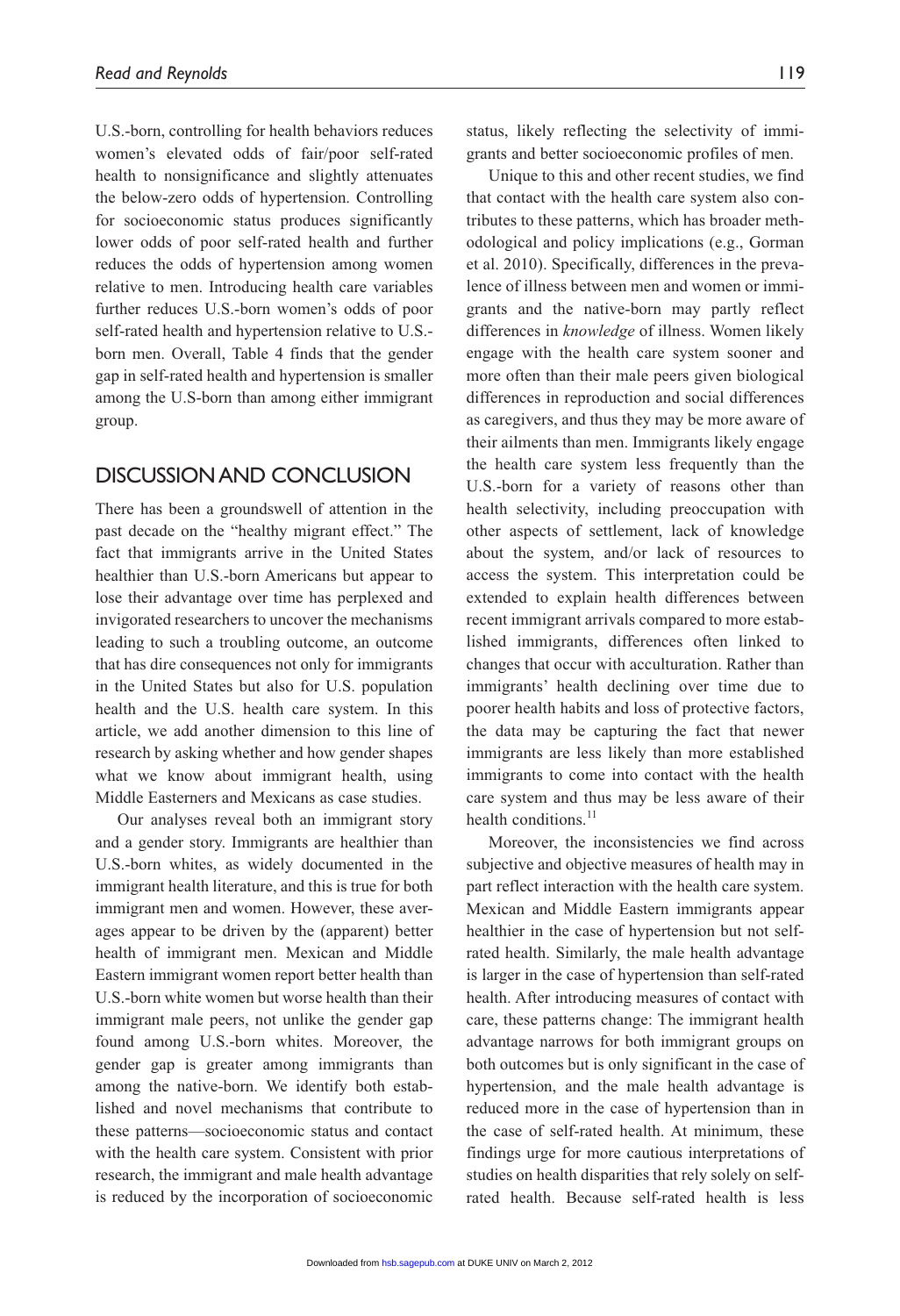U.S.-born, controlling for health behaviors reduces women's elevated odds of fair/poor self-rated health to nonsignificance and slightly attenuates the below-zero odds of hypertension. Controlling for socioeconomic status produces significantly lower odds of poor self-rated health and further reduces the odds of hypertension among women relative to men. Introducing health care variables further reduces U.S.-born women's odds of poor self-rated health and hypertension relative to U.S.-born men. Overall, Table 4 finds that the gender gap in self-rated health and hypertension is smaller among the U.S-born than among either immigrant group.

## DISCUSSION AND CONCLUSION

There has been a groundswell of attention in the past decade on the "healthy migrant effect." The fact that immigrants arrive in the United States healthier than U.S.-born Americans but appear to lose their advantage over time has perplexed and invigorated researchers to uncover the mechanisms leading to such a troubling outcome, an outcome that has dire consequences not only for immigrants in the United States but also for U.S. population health and the U.S. health care system. In this article, we add another dimension to this line of research by asking whether and how gender shapes what we know about immigrant health, using Middle Easterners and Mexicans as case studies.

Our analyses reveal both an immigrant story and a gender story. Immigrants are healthier than U.S.-born whites, as widely documented in the immigrant health literature, and this is true for both immigrant men and women. However, these averages appear to be driven by the (apparent) better health of immigrant men. Mexican and Middle Eastern immigrant women report better health than U.S.-born white women but worse health than their immigrant male peers, not unlike the gender gap found among U.S.-born whites. Moreover, the gender gap is greater among immigrants than among the native-born. We identify both established and novel mechanisms that contribute to these patterns—socioeconomic status and contact with the health care system. Consistent with prior research, the immigrant and male health advantage is reduced by the incorporation of socioeconomic status, likely reflecting the selectivity of immigrants and better socioeconomic profiles of men.

Unique to this and other recent studies, we find that contact with the health care system also contributes to these patterns, which has broader methodological and policy implications (e.g., Gorman et al. 2010). Specifically, differences in the prevalence of illness between men and women or immigrants and the native-born may partly reflect differences in *knowledge* of illness. Women likely engage with the health care system sooner and more often than their male peers given biological differences in reproduction and social differences as caregivers, and thus they may be more aware of their ailments than men. Immigrants likely engage the health care system less frequently than the U.S.-born for a variety of reasons other than health selectivity, including preoccupation with other aspects of settlement, lack of knowledge about the system, and/or lack of resources to access the system. This interpretation could be extended to explain health differences between recent immigrant arrivals compared to more established immigrants, differences often linked to changes that occur with acculturation. Rather than immigrants' health declining over time due to poorer health habits and loss of protective factors, the data may be capturing the fact that newer immigrants are less likely than more established immigrants to come into contact with the health care system and thus may be less aware of their health conditions.[11]

Moreover, the inconsistencies we find across subjective and objective measures of health may in part reflect interaction with the health care system. Mexican and Middle Eastern immigrants appear healthier in the case of hypertension but not self-rated health. Similarly, the male health advantage is larger in the case of hypertension than self-rated health. After introducing measures of contact with care, these patterns change: The immigrant health advantage narrows for both immigrant groups on both outcomes but is only significant in the case of hypertension, and the male health advantage is reduced more in the case of hypertension than in the case of self-rated health. At minimum, these findings urge for more cautious interpretations of studies on health disparities that rely solely on self-rated health. Because self-rated health is less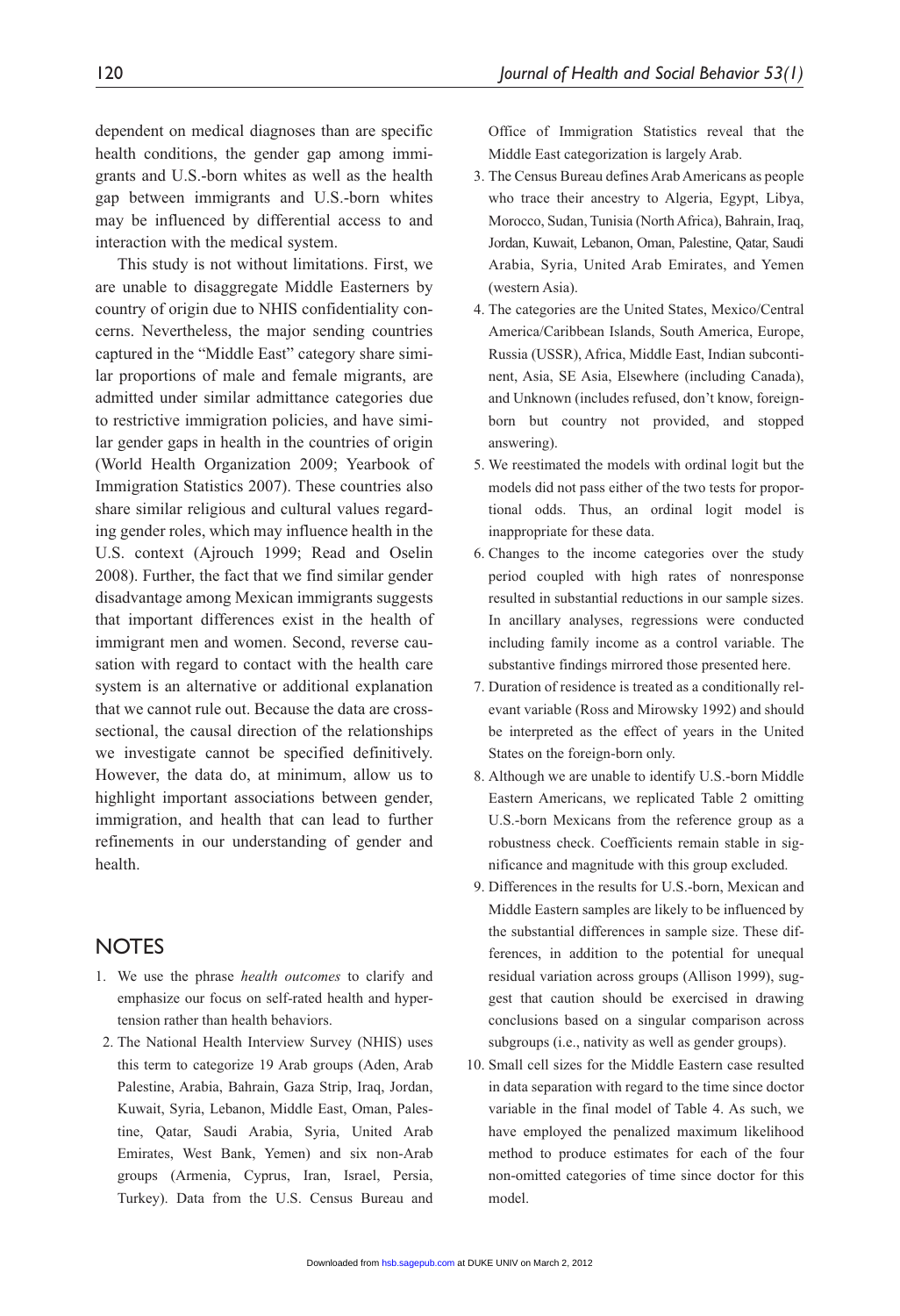dependent on medical diagnoses than are specific health conditions, the gender gap among immigrants and U.S.-born whites as well as the health gap between immigrants and U.S.-born whites may be influenced by differential access to and interaction with the medical system.

This study is not without limitations. First, we are unable to disaggregate Middle Easterners by country of origin due to NHIS confidentiality concerns. Nevertheless, the major sending countries captured in the "Middle East" category share similar proportions of male and female migrants, are admitted under similar admittance categories due to restrictive immigration policies, and have similar gender gaps in health in the countries of origin (World Health Organization 2009; Yearbook of Immigration Statistics 2007). These countries also share similar religious and cultural values regarding gender roles, which may influence health in the U.S. context (Ajrouch 1999; Read and Oselin 2008). Further, the fact that we find similar gender disadvantage among Mexican immigrants suggests that important differences exist in the health of immigrant men and women. Second, reverse causation with regard to contact with the health care system is an alternative or additional explanation that we cannot rule out. Because the data are cross-sectional, the causal direction of the relationships we investigate cannot be specified definitively. However, the data do, at minimum, allow us to highlight important associations between gender, immigration, and health that can lead to further refinements in our understanding of gender and health.

## NOTES

1. We use the phrase *health outcomes* to clarify and emphasize our focus on self-rated health and hypertension rather than health behaviors.
2. The National Health Interview Survey (NHIS) uses this term to categorize 19 Arab groups (Aden, Arab Palestine, Arabia, Bahrain, Gaza Strip, Iraq, Jordan, Kuwait, Syria, Lebanon, Middle East, Oman, Palestine, Qatar, Saudi Arabia, Syria, United Arab Emirates, West Bank, Yemen) and six non-Arab groups (Armenia, Cyprus, Iran, Israel, Persia, Turkey). Data from the U.S. Census Bureau and Office of Immigration Statistics reveal that the Middle East categorization is largely Arab.
3. The Census Bureau defines Arab Americans as people who trace their ancestry to Algeria, Egypt, Libya, Morocco, Sudan, Tunisia (North Africa), Bahrain, Iraq, Jordan, Kuwait, Lebanon, Oman, Palestine, Qatar, Saudi Arabia, Syria, United Arab Emirates, and Yemen (western Asia).
4. The categories are the United States, Mexico/Central America/Caribbean Islands, South America, Europe, Russia (USSR), Africa, Middle East, Indian subcontinent, Asia, SE Asia, Elsewhere (including Canada), and Unknown (includes refused, don't know, foreign-born but country not provided, and stopped answering).
5. We reestimated the models with ordinal logit but the models did not pass either of the two tests for proportional odds. Thus, an ordinal logit model is inappropriate for these data.
6. Changes to the income categories over the study period coupled with high rates of nonresponse resulted in substantial reductions in our sample sizes. In ancillary analyses, regressions were conducted including family income as a control variable. The substantive findings mirrored those presented here.
7. Duration of residence is treated as a conditionally relevant variable (Ross and Mirowsky 1992) and should be interpreted as the effect of years in the United States on the foreign-born only.
8. Although we are unable to identify U.S.-born Middle Eastern Americans, we replicated Table 2 omitting U.S.-born Mexicans from the reference group as a robustness check. Coefficients remain stable in significance and magnitude with this group excluded.
9. Differences in the results for U.S.-born, Mexican and Middle Eastern samples are likely to be influenced by the substantial differences in sample size. These differences, in addition to the potential for unequal residual variation across groups (Allison 1999), suggest that caution should be exercised in drawing conclusions based on a singular comparison across subgroups (i.e., nativity as well as gender groups).
10. Small cell sizes for the Middle Eastern case resulted in data separation with regard to the time since doctor variable in the final model of Table 4. As such, we have employed the penalized maximum likelihood method to produce estimates for each of the four non-omitted categories of time since doctor for this model.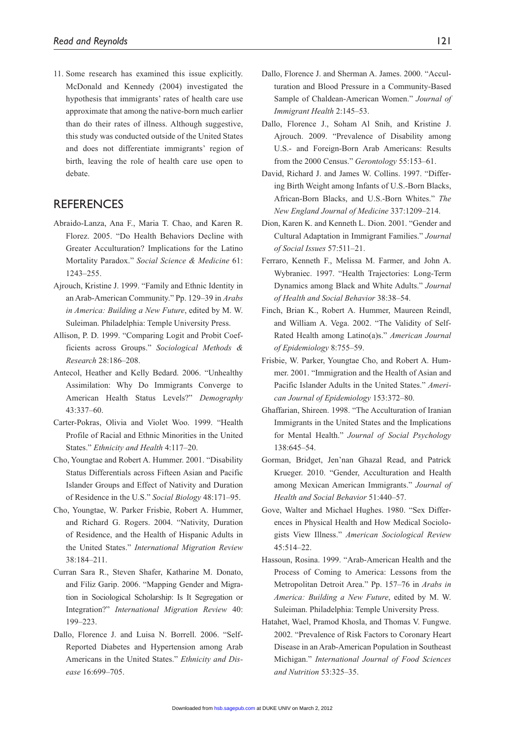11. Some research has examined this issue explicitly. McDonald and Kennedy (2004) investigated the hypothesis that immigrants' rates of health care use approximate that among the native-born much earlier than do their rates of illness. Although suggestive, this study was conducted outside of the United States and does not differentiate immigrants' region of birth, leaving the role of health care use open to debate.

## REFERENCES

Abraido-Lanza, Ana F., Maria T. Chao, and Karen R. Florez. 2005. "Do Health Behaviors Decline with Greater Acculturation? Implications for the Latino Mortality Paradox." *Social Science & Medicine* 61: 1243–255.

Ajrouch, Kristine J. 1999. "Family and Ethnic Identity in an Arab-American Community." Pp. 129–39 in *Arabs in America: Building a New Future*, edited by M. W. Suleiman. Philadelphia: Temple University Press.

Allison, P. D. 1999. "Comparing Logit and Probit Coefficients across Groups." *Sociological Methods & Research* 28:186–208.

Antecol, Heather and Kelly Bedard. 2006. "Unhealthy Assimilation: Why Do Immigrants Converge to American Health Status Levels?" *Demography* 43:337–60.

Carter-Pokras, Olivia and Violet Woo. 1999. "Health Profile of Racial and Ethnic Minorities in the United States." *Ethnicity and Health* 4:117–20.

Cho, Youngtae and Robert A. Hummer. 2001. "Disability Status Differentials across Fifteen Asian and Pacific Islander Groups and Effect of Nativity and Duration of Residence in the U.S." *Social Biology* 48:171–95.

Cho, Youngtae, W. Parker Frisbie, Robert A. Hummer, and Richard G. Rogers. 2004. "Nativity, Duration of Residence, and the Health of Hispanic Adults in the United States." *International Migration Review* 38:184–211.

Curran Sara R., Steven Shafer, Katharine M. Donato, and Filiz Garip. 2006. "Mapping Gender and Migration in Sociological Scholarship: Is It Segregation or Integration?" *International Migration Review* 40: 199–223.

Dallo, Florence J. and Luisa N. Borrell. 2006. "Self-Reported Diabetes and Hypertension among Arab Americans in the United States." *Ethnicity and Disease* 16:699–705.

Dallo, Florence J. and Sherman A. James. 2000. "Acculturation and Blood Pressure in a Community-Based Sample of Chaldean-American Women." *Journal of Immigrant Health* 2:145–53.

Dallo, Florence J., Soham Al Snih, and Kristine J. Ajrouch. 2009. "Prevalence of Disability among U.S.- and Foreign-Born Arab Americans: Results from the 2000 Census." *Gerontology* 55:153–61.

David, Richard J. and James W. Collins. 1997. "Differing Birth Weight among Infants of U.S.-Born Blacks, African-Born Blacks, and U.S.-Born Whites." *The New England Journal of Medicine* 337:1209–214.

Dion, Karen K. and Kenneth L. Dion. 2001. "Gender and Cultural Adaptation in Immigrant Families." *Journal of Social Issues* 57:511–21.

Ferraro, Kenneth F., Melissa M. Farmer, and John A. Wybraniec. 1997. "Health Trajectories: Long-Term Dynamics among Black and White Adults." *Journal of Health and Social Behavior* 38:38–54.

Finch, Brian K., Robert A. Hummer, Maureen Reindl, and William A. Vega. 2002. "The Validity of Self-Rated Health among Latino(a)s." *American Journal of Epidemiology* 8:755–59.

Frisbie, W. Parker, Youngtae Cho, and Robert A. Hummer. 2001. "Immigration and the Health of Asian and Pacific Islander Adults in the United States." *American Journal of Epidemiology* 153:372–80.

Ghaffarian, Shireen. 1998. "The Acculturation of Iranian Immigrants in the United States and the Implications for Mental Health." *Journal of Social Psychology* 138:645–54.

Gorman, Bridget, Jen'nan Ghazal Read, and Patrick Krueger. 2010. "Gender, Acculturation and Health among Mexican American Immigrants." *Journal of Health and Social Behavior* 51:440–57.

Gove, Walter and Michael Hughes. 1980. "Sex Differences in Physical Health and How Medical Sociologists View Illness." *American Sociological Review* 45:514–22.

Hassoun, Rosina. 1999. "Arab-American Health and the Process of Coming to America: Lessons from the Metropolitan Detroit Area." Pp. 157–76 in *Arabs in America: Building a New Future*, edited by M. W. Suleiman. Philadelphia: Temple University Press.

Hatahet, Wael, Pramod Khosla, and Thomas V. Fungwe. 2002. "Prevalence of Risk Factors to Coronary Heart Disease in an Arab-American Population in Southeast Michigan." *International Journal of Food Sciences and Nutrition* 53:325–35.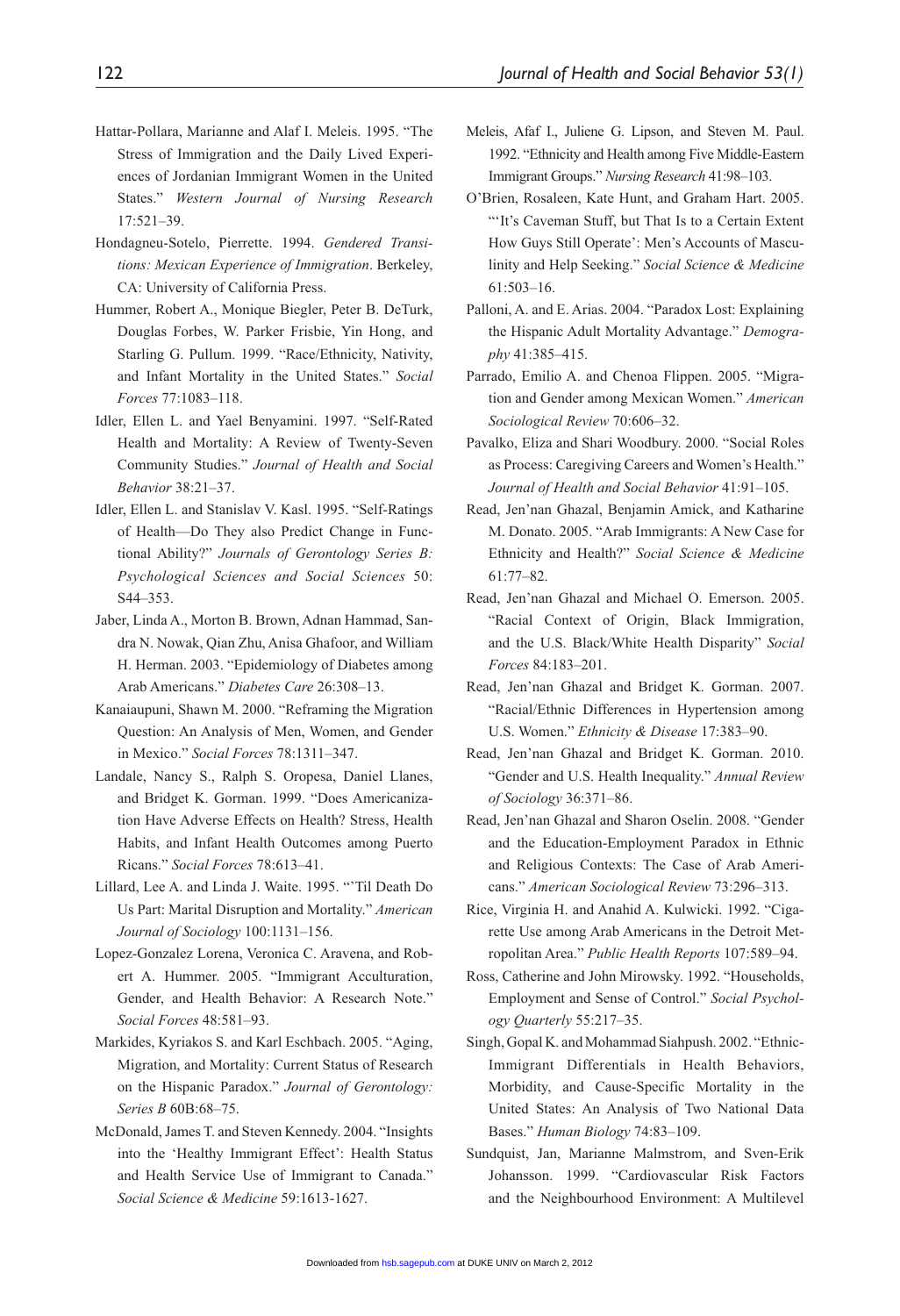Hattar-Pollara, Marianne and Alaf I. Meleis. 1995. "The Stress of Immigration and the Daily Lived Experiences of Jordanian Immigrant Women in the United States." *Western Journal of Nursing Research* 17:521–39.

Hondagneu-Sotelo, Pierrette. 1994. *Gendered Transitions: Mexican Experience of Immigration*. Berkeley, CA: University of California Press.

Hummer, Robert A., Monique Biegler, Peter B. DeTurk, Douglas Forbes, W. Parker Frisbie, Yin Hong, and Starling G. Pullum. 1999. "Race/Ethnicity, Nativity, and Infant Mortality in the United States." *Social Forces* 77:1083–118.

Idler, Ellen L. and Yael Benyamini. 1997. "Self-Rated Health and Mortality: A Review of Twenty-Seven Community Studies." *Journal of Health and Social Behavior* 38:21–37.

Idler, Ellen L. and Stanislav V. Kasl. 1995. "Self-Ratings of Health—Do They also Predict Change in Functional Ability?" *Journals of Gerontology Series B: Psychological Sciences and Social Sciences* 50: S44–353.

Jaber, Linda A., Morton B. Brown, Adnan Hammad, Sandra N. Nowak, Qian Zhu, Anisa Ghafoor, and William H. Herman. 2003. "Epidemiology of Diabetes among Arab Americans." *Diabetes Care* 26:308–13.

Kanaiaupuni, Shawn M. 2000. "Reframing the Migration Question: An Analysis of Men, Women, and Gender in Mexico." *Social Forces* 78:1311–347.

Landale, Nancy S., Ralph S. Oropesa, Daniel Llanes, and Bridget K. Gorman. 1999. "Does Americanization Have Adverse Effects on Health? Stress, Health Habits, and Infant Health Outcomes among Puerto Ricans." *Social Forces* 78:613–41.

Lillard, Lee A. and Linda J. Waite. 1995. "'Til Death Do Us Part: Marital Disruption and Mortality." *American Journal of Sociology* 100:1131–156.

Lopez-Gonzalez Lorena, Veronica C. Aravena, and Robert A. Hummer. 2005. "Immigrant Acculturation, Gender, and Health Behavior: A Research Note." *Social Forces* 48:581–93.

Markides, Kyriakos S. and Karl Eschbach. 2005. "Aging, Migration, and Mortality: Current Status of Research on the Hispanic Paradox." *Journal of Gerontology: Series B* 60B:68–75.

McDonald, James T. and Steven Kennedy. 2004. "Insights into the 'Healthy Immigrant Effect': Health Status and Health Service Use of Immigrant to Canada." *Social Science & Medicine* 59:1613-1627.

Meleis, Afaf I., Juliene G. Lipson, and Steven M. Paul. 1992. "Ethnicity and Health among Five Middle-Eastern Immigrant Groups." *Nursing Research* 41:98–103.

O'Brien, Rosaleen, Kate Hunt, and Graham Hart. 2005. "'It's Caveman Stuff, but That Is to a Certain Extent How Guys Still Operate': Men's Accounts of Masculinity and Help Seeking." *Social Science & Medicine* 61:503–16.

Palloni, A. and E. Arias. 2004. "Paradox Lost: Explaining the Hispanic Adult Mortality Advantage." *Demography* 41:385–415.

Parrado, Emilio A. and Chenoa Flippen. 2005. "Migration and Gender among Mexican Women." *American Sociological Review* 70:606–32.

Pavalko, Eliza and Shari Woodbury. 2000. "Social Roles as Process: Caregiving Careers and Women's Health." *Journal of Health and Social Behavior* 41:91–105.

Read, Jen'nan Ghazal, Benjamin Amick, and Katharine M. Donato. 2005. "Arab Immigrants: A New Case for Ethnicity and Health?" *Social Science & Medicine* 61:77–82.

Read, Jen'nan Ghazal and Michael O. Emerson. 2005. "Racial Context of Origin, Black Immigration, and the U.S. Black/White Health Disparity" *Social Forces* 84:183–201.

Read, Jen'nan Ghazal and Bridget K. Gorman. 2007. "Racial/Ethnic Differences in Hypertension among U.S. Women." *Ethnicity & Disease* 17:383–90.

Read, Jen'nan Ghazal and Bridget K. Gorman. 2010. "Gender and U.S. Health Inequality." *Annual Review of Sociology* 36:371–86.

Read, Jen'nan Ghazal and Sharon Oselin. 2008. "Gender and the Education-Employment Paradox in Ethnic and Religious Contexts: The Case of Arab Americans." *American Sociological Review* 73:296–313.

Rice, Virginia H. and Anahid A. Kulwicki. 1992. "Cigarette Use among Arab Americans in the Detroit Metropolitan Area." *Public Health Reports* 107:589–94.

Ross, Catherine and John Mirowsky. 1992. "Households, Employment and Sense of Control." *Social Psychology Quarterly* 55:217–35.

Singh, Gopal K. and Mohammad Siahpush. 2002. "Ethnic-Immigrant Differentials in Health Behaviors, Morbidity, and Cause-Specific Mortality in the United States: An Analysis of Two National Data Bases." *Human Biology* 74:83–109.

Sundquist, Jan, Marianne Malmstrom, and Sven-Erik Johansson. 1999. "Cardiovascular Risk Factors and the Neighbourhood Environment: A Multilevel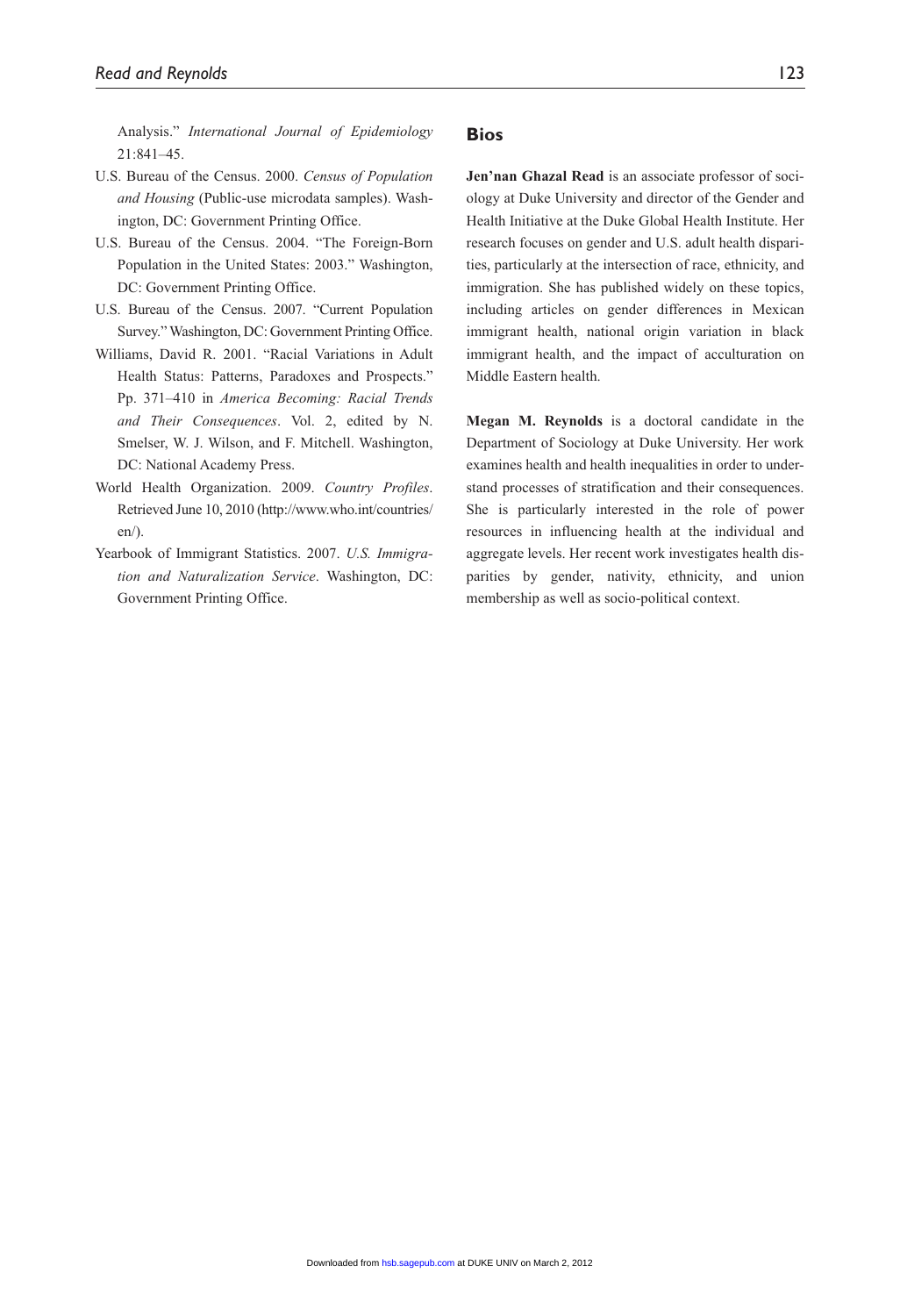Analysis." *International Journal of Epidemiology* 21:841–45.

U.S. Bureau of the Census. 2000. *Census of Population and Housing* (Public-use microdata samples). Washington, DC: Government Printing Office.

U.S. Bureau of the Census. 2004. "The Foreign-Born Population in the United States: 2003." Washington, DC: Government Printing Office.

U.S. Bureau of the Census. 2007. "Current Population Survey." Washington, DC: Government Printing Office.

Williams, David R. 2001. "Racial Variations in Adult Health Status: Patterns, Paradoxes and Prospects." Pp. 371–410 in *America Becoming: Racial Trends and Their Consequences*. Vol. 2, edited by N. Smelser, W. J. Wilson, and F. Mitchell. Washington, DC: National Academy Press.

World Health Organization. 2009. *Country Profiles*. Retrieved June 10, 2010 (http://www.who.int/countries/en/).

Yearbook of Immigrant Statistics. 2007. *U.S. Immigration and Naturalization Service*. Washington, DC: Government Printing Office.

## Bios

**Jen'nan Ghazal Read** is an associate professor of sociology at Duke University and director of the Gender and Health Initiative at the Duke Global Health Institute. Her research focuses on gender and U.S. adult health disparities, particularly at the intersection of race, ethnicity, and immigration. She has published widely on these topics, including articles on gender differences in Mexican immigrant health, national origin variation in black immigrant health, and the impact of acculturation on Middle Eastern health.

**Megan M. Reynolds** is a doctoral candidate in the Department of Sociology at Duke University. Her work examines health and health inequalities in order to understand processes of stratification and their consequences. She is particularly interested in the role of power resources in influencing health at the individual and aggregate levels. Her recent work investigates health disparities by gender, nativity, ethnicity, and union membership as well as socio-political context.